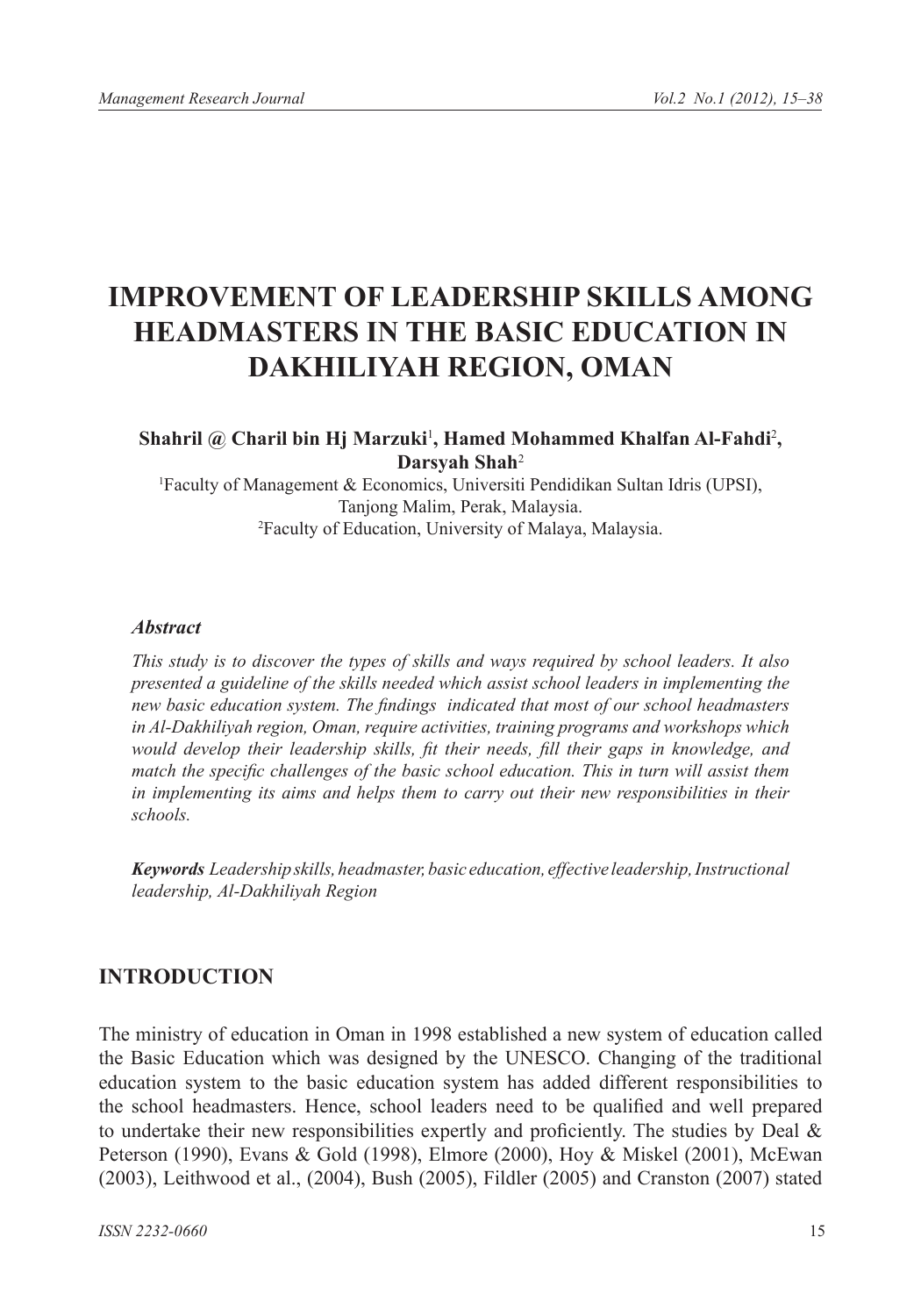# IMPROVEMENT OF LEADERSHIP SKILLS AMONG HEADMASTERS IN THE BASIC EDUCATION IN DAKHILIYAH REGION, OMAN

**Shahril @ Charil bin Hj Marzuki**[1]**, Hamed Mohammed Khalfan Al-Fahdi**[2]**, Darsyah Shah**[2]

[1]Faculty of Management & Economics, Universiti Pendidikan Sultan Idris (UPSI), Tanjong Malim, Perak, Malaysia.
[2]Faculty of Education, University of Malaya, Malaysia.

### *Abstract*

*This study is to discover the types of skills and ways required by school leaders. It also presented a guideline of the skills needed which assist school leaders in implementing the new basic education system. The findings indicated that most of our school headmasters in Al-Dakhiliyah region, Oman, require activities, training programs and workshops which would develop their leadership skills, fit their needs, fill their gaps in knowledge, and match the specific challenges of the basic school education. This in turn will assist them in implementing its aims and helps them to carry out their new responsibilities in their schools.*

***Keywords*** *Leadership skills, headmaster, basic education, effective leadership, Instructional leadership, Al-Dakhiliyah Region*

## INTRODUCTION

The ministry of education in Oman in 1998 established a new system of education called the Basic Education which was designed by the UNESCO. Changing of the traditional education system to the basic education system has added different responsibilities to the school headmasters. Hence, school leaders need to be qualified and well prepared to undertake their new responsibilities expertly and proficiently. The studies by Deal & Peterson (1990), Evans & Gold (1998), Elmore (2000), Hoy & Miskel (2001), McEwan (2003), Leithwood et al., (2004), Bush (2005), Fildler (2005) and Cranston (2007) stated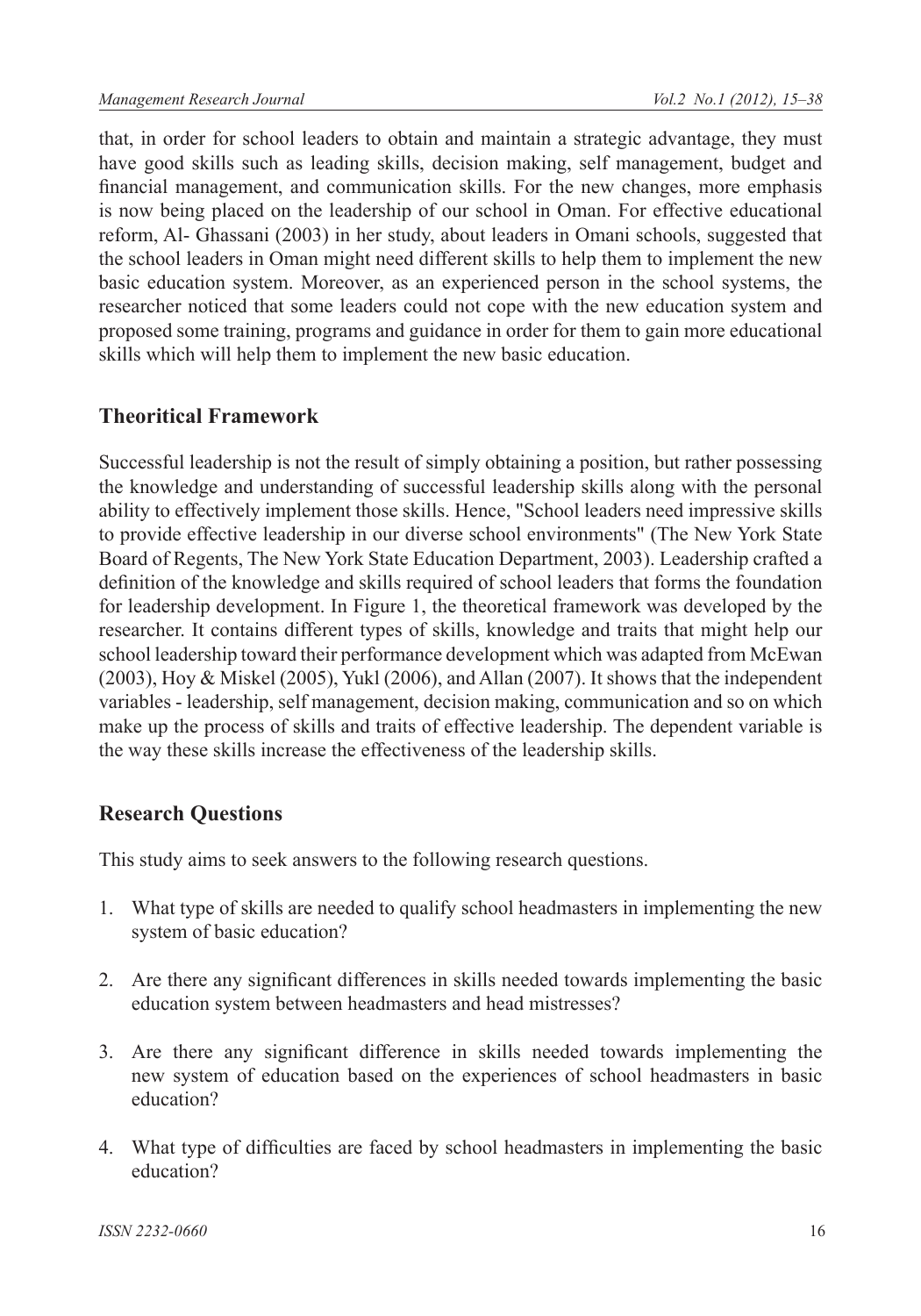that, in order for school leaders to obtain and maintain a strategic advantage, they must have good skills such as leading skills, decision making, self management, budget and financial management, and communication skills. For the new changes, more emphasis is now being placed on the leadership of our school in Oman. For effective educational reform, Al- Ghassani (2003) in her study, about leaders in Omani schools, suggested that the school leaders in Oman might need different skills to help them to implement the new basic education system. Moreover, as an experienced person in the school systems, the researcher noticed that some leaders could not cope with the new education system and proposed some training, programs and guidance in order for them to gain more educational skills which will help them to implement the new basic education.

## Theoritical Framework

Successful leadership is not the result of simply obtaining a position, but rather possessing the knowledge and understanding of successful leadership skills along with the personal ability to effectively implement those skills. Hence, "School leaders need impressive skills to provide effective leadership in our diverse school environments" (The New York State Board of Regents, The New York State Education Department, 2003). Leadership crafted a definition of the knowledge and skills required of school leaders that forms the foundation for leadership development. In Figure 1, the theoretical framework was developed by the researcher. It contains different types of skills, knowledge and traits that might help our school leadership toward their performance development which was adapted from McEwan (2003), Hoy & Miskel (2005), Yukl (2006), and Allan (2007). It shows that the independent variables - leadership, self management, decision making, communication and so on which make up the process of skills and traits of effective leadership. The dependent variable is the way these skills increase the effectiveness of the leadership skills.

## Research Questions

This study aims to seek answers to the following research questions.

1. What type of skills are needed to qualify school headmasters in implementing the new system of basic education?

2. Are there any significant differences in skills needed towards implementing the basic education system between headmasters and head mistresses?

3. Are there any significant difference in skills needed towards implementing the new system of education based on the experiences of school headmasters in basic education?

4. What type of difficulties are faced by school headmasters in implementing the basic education?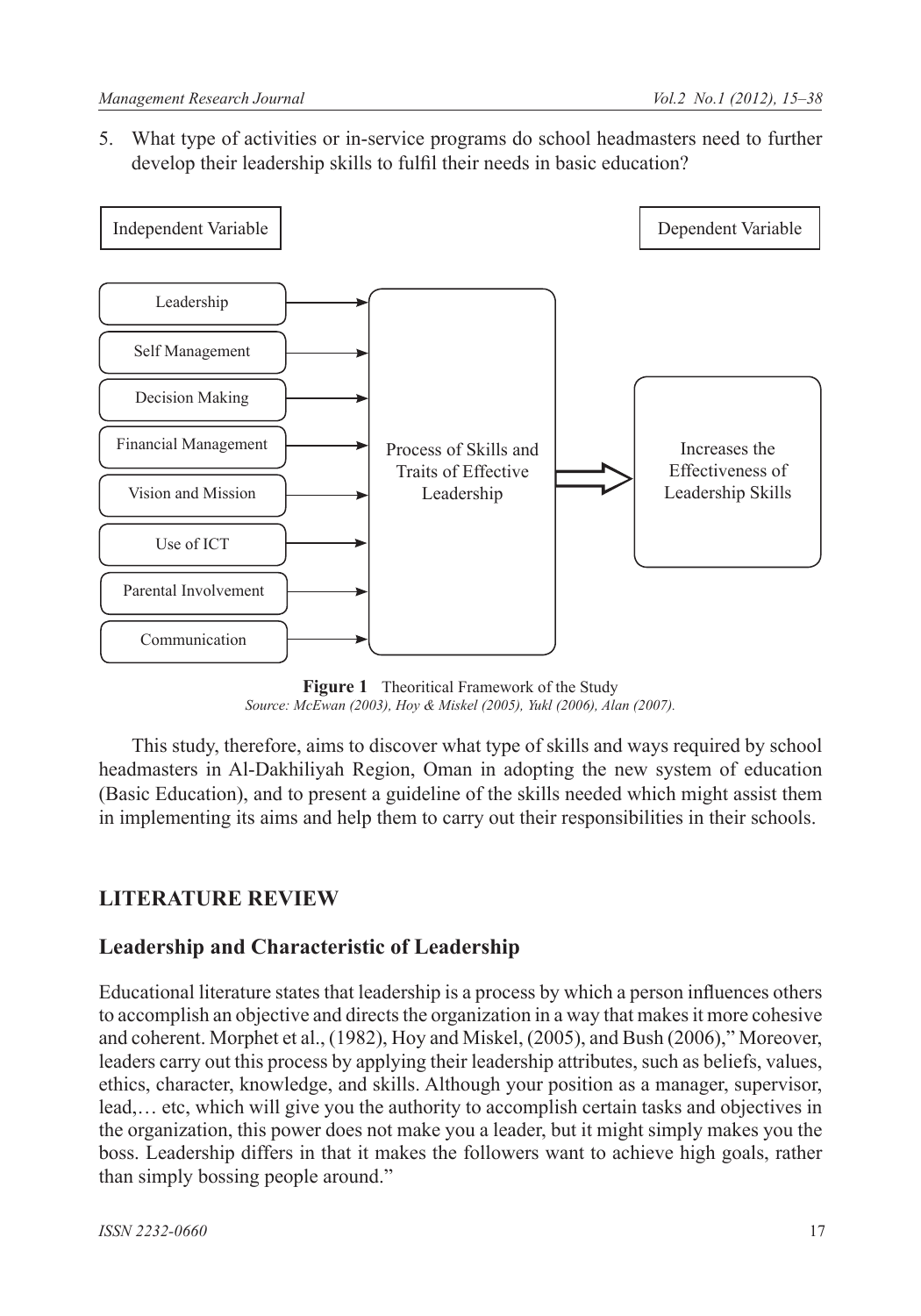5. What type of activities or in-service programs do school headmasters need to further develop their leadership skills to fulfil their needs in basic education?

Independent Variable

Dependent Variable

- Leadership
- Self Management
- Decision Making
- Financial Management
- Vision and Mission
- Use of ICT
- Parental Involvement
- Communication

Process of Skills and Traits of Effective Leadership

Increases the Effectiveness of Leadership Skills

**Figure 1** Theoritical Framework of the Study
*Source: McEwan (2003), Hoy & Miskel (2005), Yukl (2006), Alan (2007).*

This study, therefore, aims to discover what type of skills and ways required by school headmasters in Al-Dakhiliyah Region, Oman in adopting the new system of education (Basic Education), and to present a guideline of the skills needed which might assist them in implementing its aims and help them to carry out their responsibilities in their schools.

## LITERATURE REVIEW

### Leadership and Characteristic of Leadership

Educational literature states that leadership is a process by which a person influences others to accomplish an objective and directs the organization in a way that makes it more cohesive and coherent. Morphet et al., (1982), Hoy and Miskel, (2005), and Bush (2006)," Moreover, leaders carry out this process by applying their leadership attributes, such as beliefs, values, ethics, character, knowledge, and skills. Although your position as a manager, supervisor, lead,… etc, which will give you the authority to accomplish certain tasks and objectives in the organization, this power does not make you a leader, but it might simply makes you the boss. Leadership differs in that it makes the followers want to achieve high goals, rather than simply bossing people around."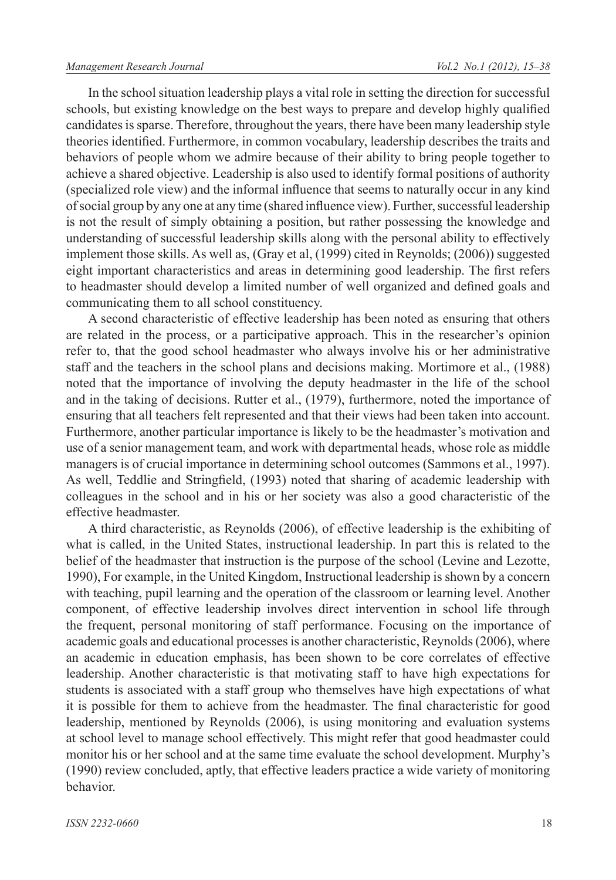In the school situation leadership plays a vital role in setting the direction for successful schools, but existing knowledge on the best ways to prepare and develop highly qualified candidates is sparse. Therefore, throughout the years, there have been many leadership style theories identified. Furthermore, in common vocabulary, leadership describes the traits and behaviors of people whom we admire because of their ability to bring people together to achieve a shared objective. Leadership is also used to identify formal positions of authority (specialized role view) and the informal influence that seems to naturally occur in any kind of social group by any one at any time (shared influence view). Further, successful leadership is not the result of simply obtaining a position, but rather possessing the knowledge and understanding of successful leadership skills along with the personal ability to effectively implement those skills. As well as, (Gray et al, (1999) cited in Reynolds; (2006)) suggested eight important characteristics and areas in determining good leadership. The first refers to headmaster should develop a limited number of well organized and defined goals and communicating them to all school constituency.

A second characteristic of effective leadership has been noted as ensuring that others are related in the process, or a participative approach. This in the researcher's opinion refer to, that the good school headmaster who always involve his or her administrative staff and the teachers in the school plans and decisions making. Mortimore et al., (1988) noted that the importance of involving the deputy headmaster in the life of the school and in the taking of decisions. Rutter et al., (1979), furthermore, noted the importance of ensuring that all teachers felt represented and that their views had been taken into account. Furthermore, another particular importance is likely to be the headmaster's motivation and use of a senior management team, and work with departmental heads, whose role as middle managers is of crucial importance in determining school outcomes (Sammons et al., 1997). As well, Teddlie and Stringfield, (1993) noted that sharing of academic leadership with colleagues in the school and in his or her society was also a good characteristic of the effective headmaster.

A third characteristic, as Reynolds (2006), of effective leadership is the exhibiting of what is called, in the United States, instructional leadership. In part this is related to the belief of the headmaster that instruction is the purpose of the school (Levine and Lezotte, 1990), For example, in the United Kingdom, Instructional leadership is shown by a concern with teaching, pupil learning and the operation of the classroom or learning level. Another component, of effective leadership involves direct intervention in school life through the frequent, personal monitoring of staff performance. Focusing on the importance of academic goals and educational processes is another characteristic, Reynolds (2006), where an academic in education emphasis, has been shown to be core correlates of effective leadership. Another characteristic is that motivating staff to have high expectations for students is associated with a staff group who themselves have high expectations of what it is possible for them to achieve from the headmaster. The final characteristic for good leadership, mentioned by Reynolds (2006), is using monitoring and evaluation systems at school level to manage school effectively. This might refer that good headmaster could monitor his or her school and at the same time evaluate the school development. Murphy's (1990) review concluded, aptly, that effective leaders practice a wide variety of monitoring behavior.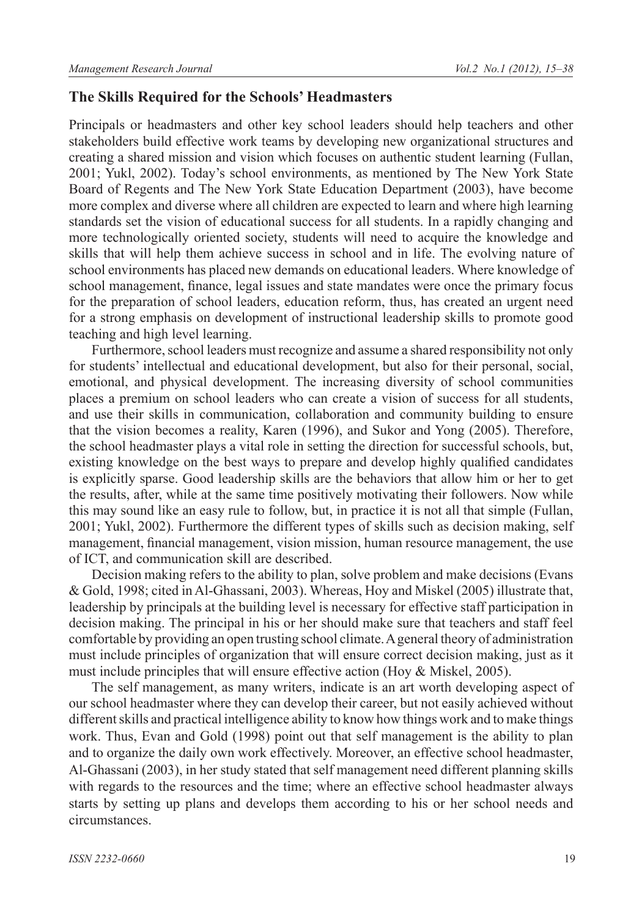## The Skills Required for the Schools' Headmasters

Principals or headmasters and other key school leaders should help teachers and other stakeholders build effective work teams by developing new organizational structures and creating a shared mission and vision which focuses on authentic student learning (Fullan, 2001; Yukl, 2002). Today's school environments, as mentioned by The New York State Board of Regents and The New York State Education Department (2003), have become more complex and diverse where all children are expected to learn and where high learning standards set the vision of educational success for all students. In a rapidly changing and more technologically oriented society, students will need to acquire the knowledge and skills that will help them achieve success in school and in life. The evolving nature of school environments has placed new demands on educational leaders. Where knowledge of school management, finance, legal issues and state mandates were once the primary focus for the preparation of school leaders, education reform, thus, has created an urgent need for a strong emphasis on development of instructional leadership skills to promote good teaching and high level learning.

Furthermore, school leaders must recognize and assume a shared responsibility not only for students' intellectual and educational development, but also for their personal, social, emotional, and physical development. The increasing diversity of school communities places a premium on school leaders who can create a vision of success for all students, and use their skills in communication, collaboration and community building to ensure that the vision becomes a reality, Karen (1996), and Sukor and Yong (2005). Therefore, the school headmaster plays a vital role in setting the direction for successful schools, but, existing knowledge on the best ways to prepare and develop highly qualified candidates is explicitly sparse. Good leadership skills are the behaviors that allow him or her to get the results, after, while at the same time positively motivating their followers. Now while this may sound like an easy rule to follow, but, in practice it is not all that simple (Fullan, 2001; Yukl, 2002). Furthermore the different types of skills such as decision making, self management, financial management, vision mission, human resource management, the use of ICT, and communication skill are described.

Decision making refers to the ability to plan, solve problem and make decisions (Evans & Gold, 1998; cited in Al-Ghassani, 2003). Whereas, Hoy and Miskel (2005) illustrate that, leadership by principals at the building level is necessary for effective staff participation in decision making. The principal in his or her should make sure that teachers and staff feel comfortable by providing an open trusting school climate. A general theory of administration must include principles of organization that will ensure correct decision making, just as it must include principles that will ensure effective action (Hoy & Miskel, 2005).

The self management, as many writers, indicate is an art worth developing aspect of our school headmaster where they can develop their career, but not easily achieved without different skills and practical intelligence ability to know how things work and to make things work. Thus, Evan and Gold (1998) point out that self management is the ability to plan and to organize the daily own work effectively. Moreover, an effective school headmaster, Al-Ghassani (2003), in her study stated that self management need different planning skills with regards to the resources and the time; where an effective school headmaster always starts by setting up plans and develops them according to his or her school needs and circumstances.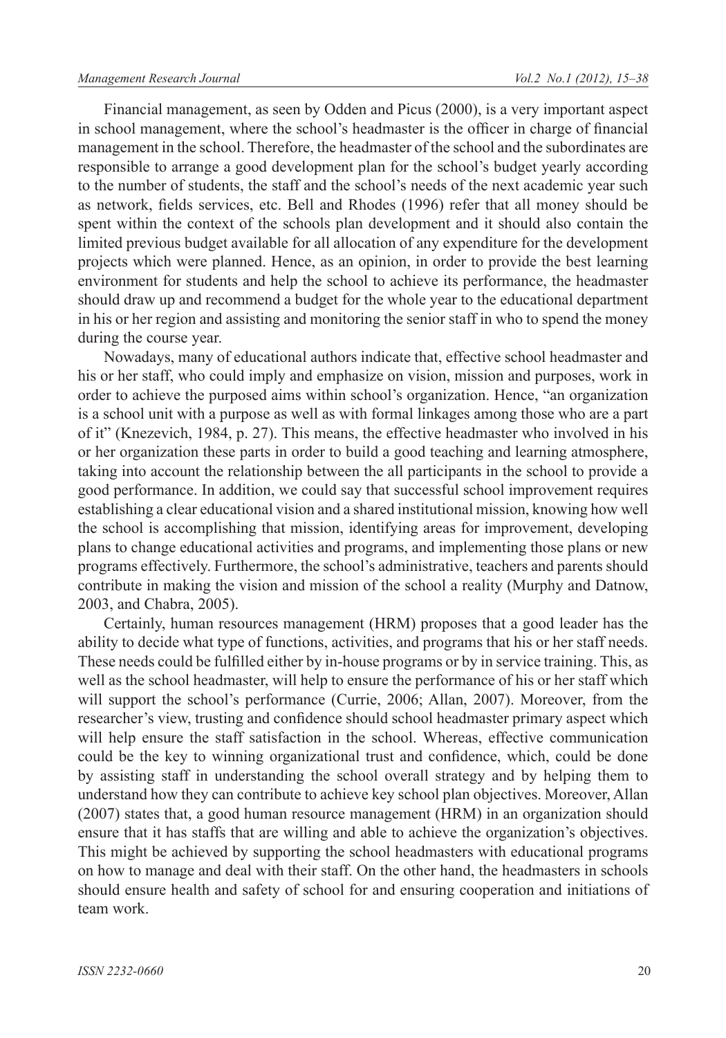Financial management, as seen by Odden and Picus (2000), is a very important aspect in school management, where the school's headmaster is the officer in charge of financial management in the school. Therefore, the headmaster of the school and the subordinates are responsible to arrange a good development plan for the school's budget yearly according to the number of students, the staff and the school's needs of the next academic year such as network, fields services, etc. Bell and Rhodes (1996) refer that all money should be spent within the context of the schools plan development and it should also contain the limited previous budget available for all allocation of any expenditure for the development projects which were planned. Hence, as an opinion, in order to provide the best learning environment for students and help the school to achieve its performance, the headmaster should draw up and recommend a budget for the whole year to the educational department in his or her region and assisting and monitoring the senior staff in who to spend the money during the course year.

Nowadays, many of educational authors indicate that, effective school headmaster and his or her staff, who could imply and emphasize on vision, mission and purposes, work in order to achieve the purposed aims within school's organization. Hence, "an organization is a school unit with a purpose as well as with formal linkages among those who are a part of it" (Knezevich, 1984, p. 27). This means, the effective headmaster who involved in his or her organization these parts in order to build a good teaching and learning atmosphere, taking into account the relationship between the all participants in the school to provide a good performance. In addition, we could say that successful school improvement requires establishing a clear educational vision and a shared institutional mission, knowing how well the school is accomplishing that mission, identifying areas for improvement, developing plans to change educational activities and programs, and implementing those plans or new programs effectively. Furthermore, the school's administrative, teachers and parents should contribute in making the vision and mission of the school a reality (Murphy and Datnow, 2003, and Chabra, 2005).

Certainly, human resources management (HRM) proposes that a good leader has the ability to decide what type of functions, activities, and programs that his or her staff needs. These needs could be fulfilled either by in-house programs or by in service training. This, as well as the school headmaster, will help to ensure the performance of his or her staff which will support the school's performance (Currie, 2006; Allan, 2007). Moreover, from the researcher's view, trusting and confidence should school headmaster primary aspect which will help ensure the staff satisfaction in the school. Whereas, effective communication could be the key to winning organizational trust and confidence, which, could be done by assisting staff in understanding the school overall strategy and by helping them to understand how they can contribute to achieve key school plan objectives. Moreover, Allan (2007) states that, a good human resource management (HRM) in an organization should ensure that it has staffs that are willing and able to achieve the organization's objectives. This might be achieved by supporting the school headmasters with educational programs on how to manage and deal with their staff. On the other hand, the headmasters in schools should ensure health and safety of school for and ensuring cooperation and initiations of team work.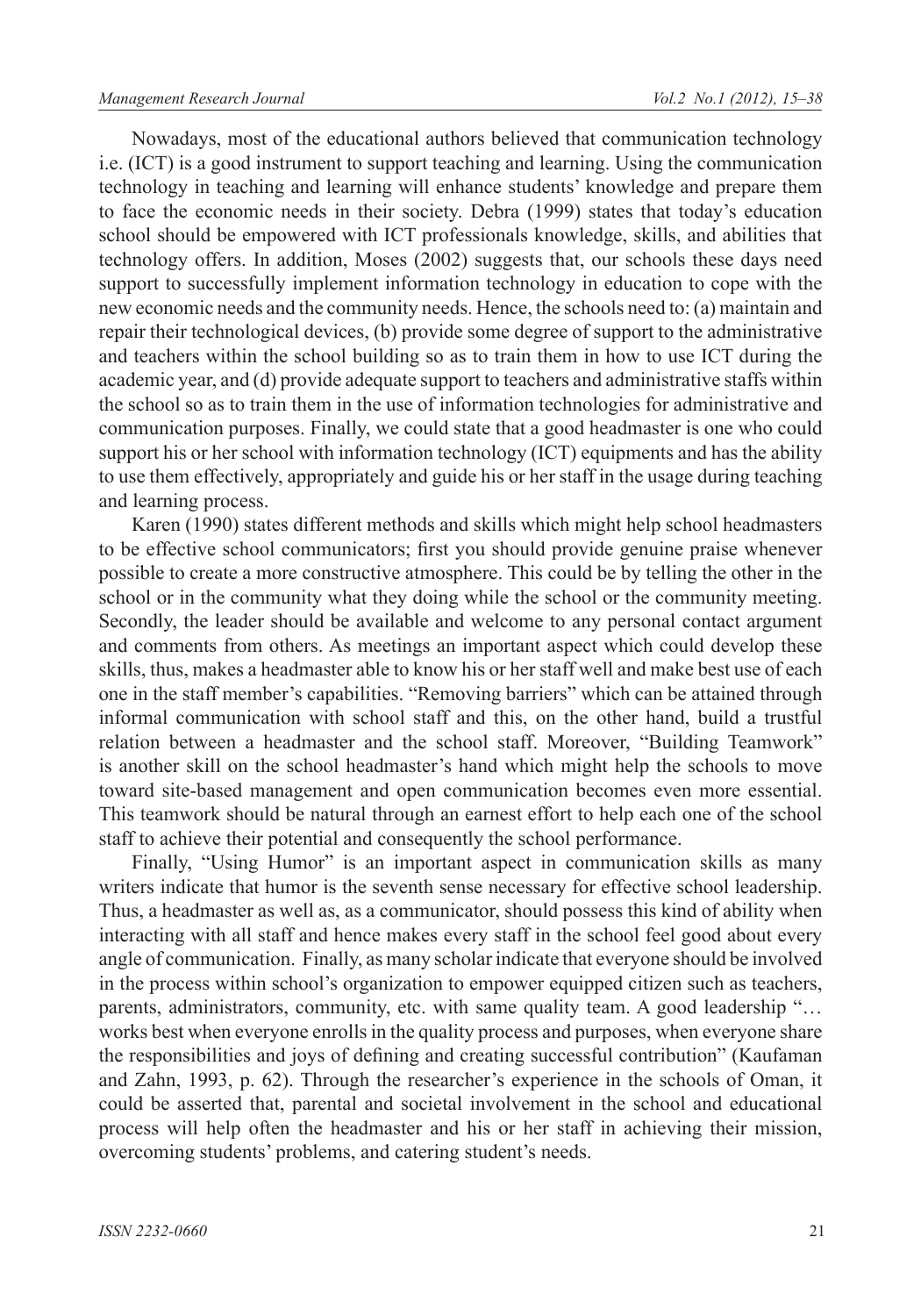Nowadays, most of the educational authors believed that communication technology i.e. (ICT) is a good instrument to support teaching and learning. Using the communication technology in teaching and learning will enhance students' knowledge and prepare them to face the economic needs in their society. Debra (1999) states that today's education school should be empowered with ICT professionals knowledge, skills, and abilities that technology offers. In addition, Moses (2002) suggests that, our schools these days need support to successfully implement information technology in education to cope with the new economic needs and the community needs. Hence, the schools need to: (a) maintain and repair their technological devices, (b) provide some degree of support to the administrative and teachers within the school building so as to train them in how to use ICT during the academic year, and (d) provide adequate support to teachers and administrative staffs within the school so as to train them in the use of information technologies for administrative and communication purposes. Finally, we could state that a good headmaster is one who could support his or her school with information technology (ICT) equipments and has the ability to use them effectively, appropriately and guide his or her staff in the usage during teaching and learning process.

Karen (1990) states different methods and skills which might help school headmasters to be effective school communicators; first you should provide genuine praise whenever possible to create a more constructive atmosphere. This could be by telling the other in the school or in the community what they doing while the school or the community meeting. Secondly, the leader should be available and welcome to any personal contact argument and comments from others. As meetings an important aspect which could develop these skills, thus, makes a headmaster able to know his or her staff well and make best use of each one in the staff member's capabilities. "Removing barriers" which can be attained through informal communication with school staff and this, on the other hand, build a trustful relation between a headmaster and the school staff. Moreover, "Building Teamwork" is another skill on the school headmaster's hand which might help the schools to move toward site-based management and open communication becomes even more essential. This teamwork should be natural through an earnest effort to help each one of the school staff to achieve their potential and consequently the school performance.

Finally, "Using Humor" is an important aspect in communication skills as many writers indicate that humor is the seventh sense necessary for effective school leadership. Thus, a headmaster as well as, as a communicator, should possess this kind of ability when interacting with all staff and hence makes every staff in the school feel good about every angle of communication. Finally, as many scholar indicate that everyone should be involved in the process within school's organization to empower equipped citizen such as teachers, parents, administrators, community, etc. with same quality team. A good leadership "… works best when everyone enrolls in the quality process and purposes, when everyone share the responsibilities and joys of defining and creating successful contribution" (Kaufaman and Zahn, 1993, p. 62). Through the researcher's experience in the schools of Oman, it could be asserted that, parental and societal involvement in the school and educational process will help often the headmaster and his or her staff in achieving their mission, overcoming students' problems, and catering student's needs.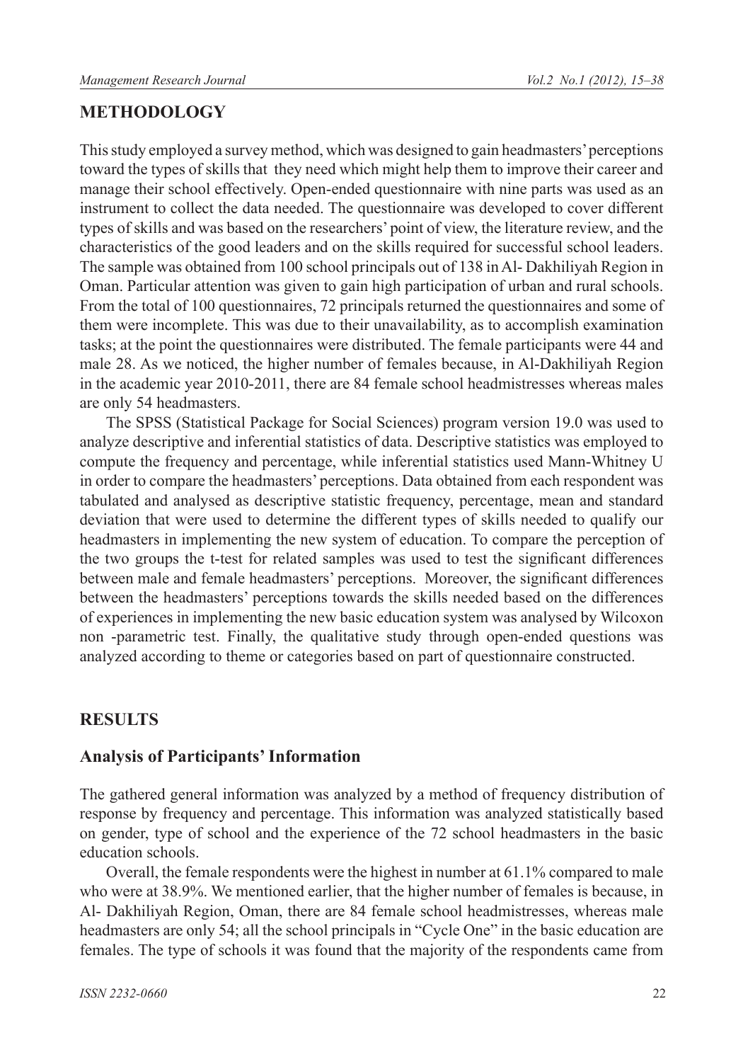## METHODOLOGY

This study employed a survey method, which was designed to gain headmasters' perceptions toward the types of skills that they need which might help them to improve their career and manage their school effectively. Open-ended questionnaire with nine parts was used as an instrument to collect the data needed. The questionnaire was developed to cover different types of skills and was based on the researchers' point of view, the literature review, and the characteristics of the good leaders and on the skills required for successful school leaders. The sample was obtained from 100 school principals out of 138 in Al- Dakhiliyah Region in Oman. Particular attention was given to gain high participation of urban and rural schools. From the total of 100 questionnaires, 72 principals returned the questionnaires and some of them were incomplete. This was due to their unavailability, as to accomplish examination tasks; at the point the questionnaires were distributed. The female participants were 44 and male 28. As we noticed, the higher number of females because, in Al-Dakhiliyah Region in the academic year 2010-2011, there are 84 female school headmistresses whereas males are only 54 headmasters.

The SPSS (Statistical Package for Social Sciences) program version 19.0 was used to analyze descriptive and inferential statistics of data. Descriptive statistics was employed to compute the frequency and percentage, while inferential statistics used Mann-Whitney U in order to compare the headmasters' perceptions. Data obtained from each respondent was tabulated and analysed as descriptive statistic frequency, percentage, mean and standard deviation that were used to determine the different types of skills needed to qualify our headmasters in implementing the new system of education. To compare the perception of the two groups the t-test for related samples was used to test the significant differences between male and female headmasters' perceptions. Moreover, the significant differences between the headmasters' perceptions towards the skills needed based on the differences of experiences in implementing the new basic education system was analysed by Wilcoxon non -parametric test. Finally, the qualitative study through open-ended questions was analyzed according to theme or categories based on part of questionnaire constructed.

## RESULTS

### Analysis of Participants' Information

The gathered general information was analyzed by a method of frequency distribution of response by frequency and percentage. This information was analyzed statistically based on gender, type of school and the experience of the 72 school headmasters in the basic education schools.

Overall, the female respondents were the highest in number at 61.1% compared to male who were at 38.9%. We mentioned earlier, that the higher number of females is because, in Al- Dakhiliyah Region, Oman, there are 84 female school headmistresses, whereas male headmasters are only 54; all the school principals in "Cycle One" in the basic education are females. The type of schools it was found that the majority of the respondents came from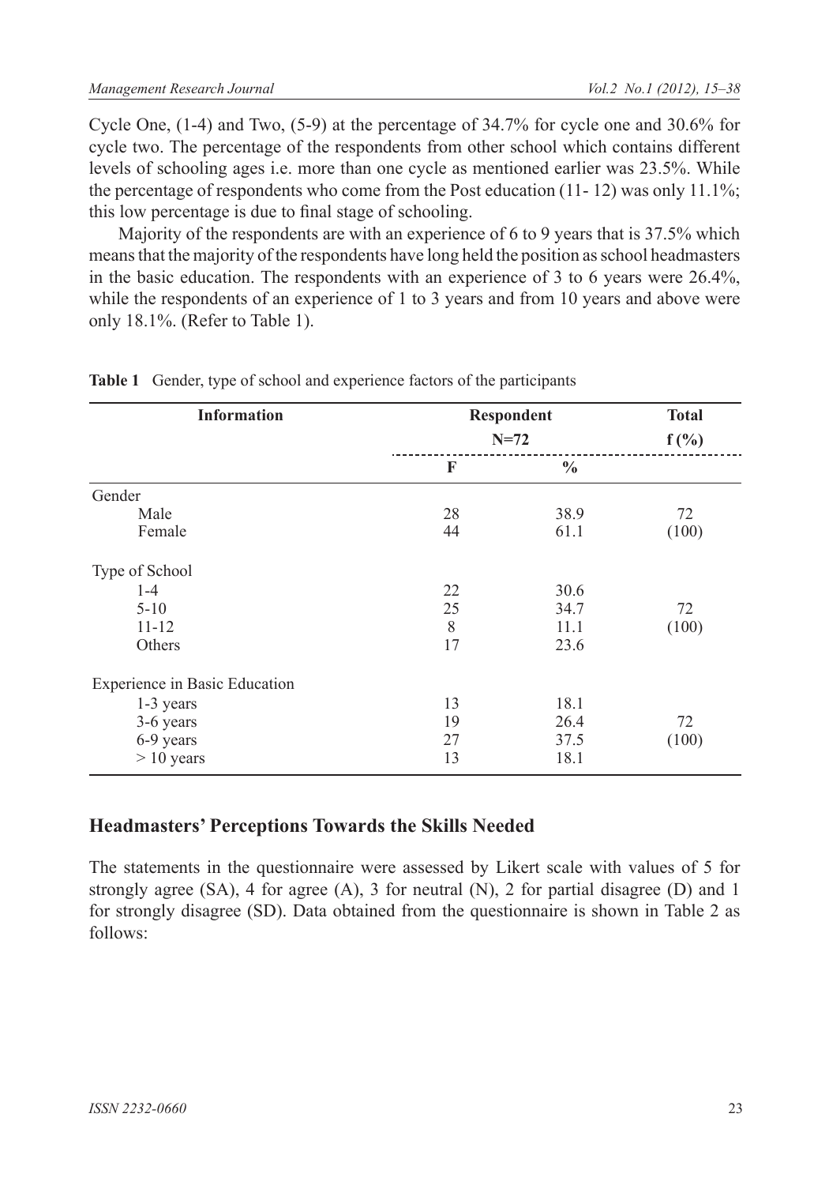Cycle One, (1-4) and Two, (5-9) at the percentage of 34.7% for cycle one and 30.6% for cycle two. The percentage of the respondents from other school which contains different levels of schooling ages i.e. more than one cycle as mentioned earlier was 23.5%. While the percentage of respondents who come from the Post education (11- 12) was only 11.1%; this low percentage is due to final stage of schooling.

Majority of the respondents are with an experience of 6 to 9 years that is 37.5% which means that the majority of the respondents have long held the position as school headmasters in the basic education. The respondents with an experience of 3 to 6 years were 26.4%, while the respondents of an experience of 1 to 3 years and from 10 years and above were only 18.1%. (Refer to Table 1).

**Table 1** Gender, type of school and experience factors of the participants

| Information | Respondent N=72 | | Total f (%) |
|---|---|---|---|
| | F | % | |
| Gender | | | |
| Male | 28 | 38.9 | 72 |
| Female | 44 | 61.1 | (100) |
| Type of School | | | |
| 1-4 | 22 | 30.6 | |
| 5-10 | 25 | 34.7 | 72 |
| 11-12 | 8 | 11.1 | (100) |
| Others | 17 | 23.6 | |
| Experience in Basic Education | | | |
| 1-3 years | 13 | 18.1 | |
| 3-6 years | 19 | 26.4 | 72 |
| 6-9 years | 27 | 37.5 | (100) |
| > 10 years | 13 | 18.1 | |

## Headmasters' Perceptions Towards the Skills Needed

The statements in the questionnaire were assessed by Likert scale with values of 5 for strongly agree (SA), 4 for agree (A), 3 for neutral (N), 2 for partial disagree (D) and 1 for strongly disagree (SD). Data obtained from the questionnaire is shown in Table 2 as follows: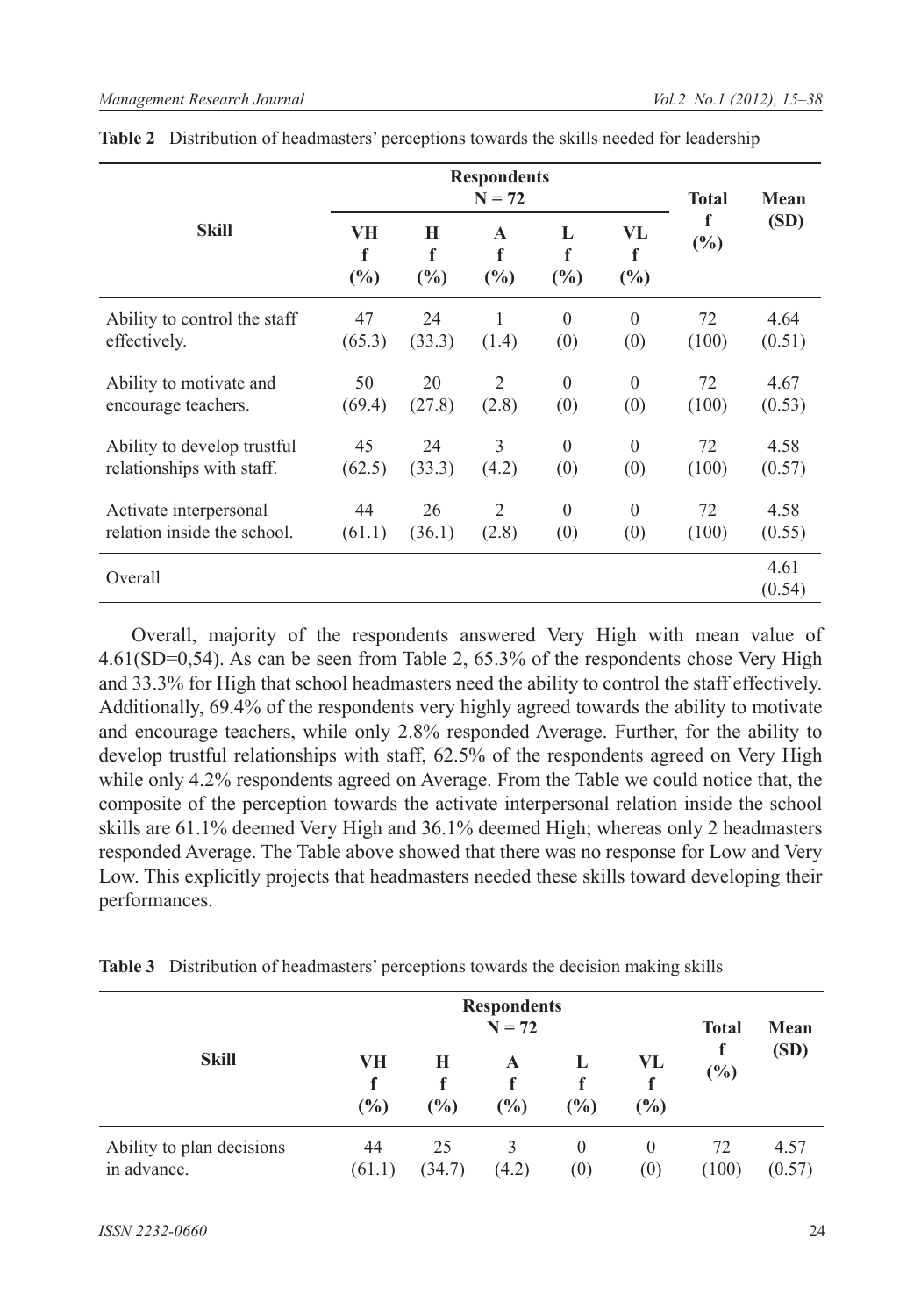**Table 2** Distribution of headmasters' perceptions towards the skills needed for leadership

| Skill | Respondents N = 72 | | | | | Total f (%) | Mean (SD) |
|---|---|---|---|---|---|---|---|
| | VH f (%) | H f (%) | A f (%) | L f (%) | VL f (%) | | |
| Ability to control the staff effectively. | 47 (65.3) | 24 (33.3) | 1 (1.4) | 0 (0) | 0 (0) | 72 (100) | 4.64 (0.51) |
| Ability to motivate and encourage teachers. | 50 (69.4) | 20 (27.8) | 2 (2.8) | 0 (0) | 0 (0) | 72 (100) | 4.67 (0.53) |
| Ability to develop trustful relationships with staff. | 45 (62.5) | 24 (33.3) | 3 (4.2) | 0 (0) | 0 (0) | 72 (100) | 4.58 (0.57) |
| Activate interpersonal relation inside the school. | 44 (61.1) | 26 (36.1) | 2 (2.8) | 0 (0) | 0 (0) | 72 (100) | 4.58 (0.55) |
| Overall | | | | | | | 4.61 (0.54) |

Overall, majority of the respondents answered Very High with mean value of 4.61(SD=0,54). As can be seen from Table 2, 65.3% of the respondents chose Very High and 33.3% for High that school headmasters need the ability to control the staff effectively. Additionally, 69.4% of the respondents very highly agreed towards the ability to motivate and encourage teachers, while only 2.8% responded Average. Further, for the ability to develop trustful relationships with staff, 62.5% of the respondents agreed on Very High while only 4.2% respondents agreed on Average. From the Table we could notice that, the composite of the perception towards the activate interpersonal relation inside the school skills are 61.1% deemed Very High and 36.1% deemed High; whereas only 2 headmasters responded Average. The Table above showed that there was no response for Low and Very Low. This explicitly projects that headmasters needed these skills toward developing their performances.

**Table 3** Distribution of headmasters' perceptions towards the decision making skills

| Skill | Respondents N = 72 | | | | | Total f (%) | Mean (SD) |
|---|---|---|---|---|---|---|---|
| | VH f (%) | H f (%) | A f (%) | L f (%) | VL f (%) | | |
| Ability to plan decisions in advance. | 44 (61.1) | 25 (34.7) | 3 (4.2) | 0 (0) | 0 (0) | 72 (100) | 4.57 (0.57) |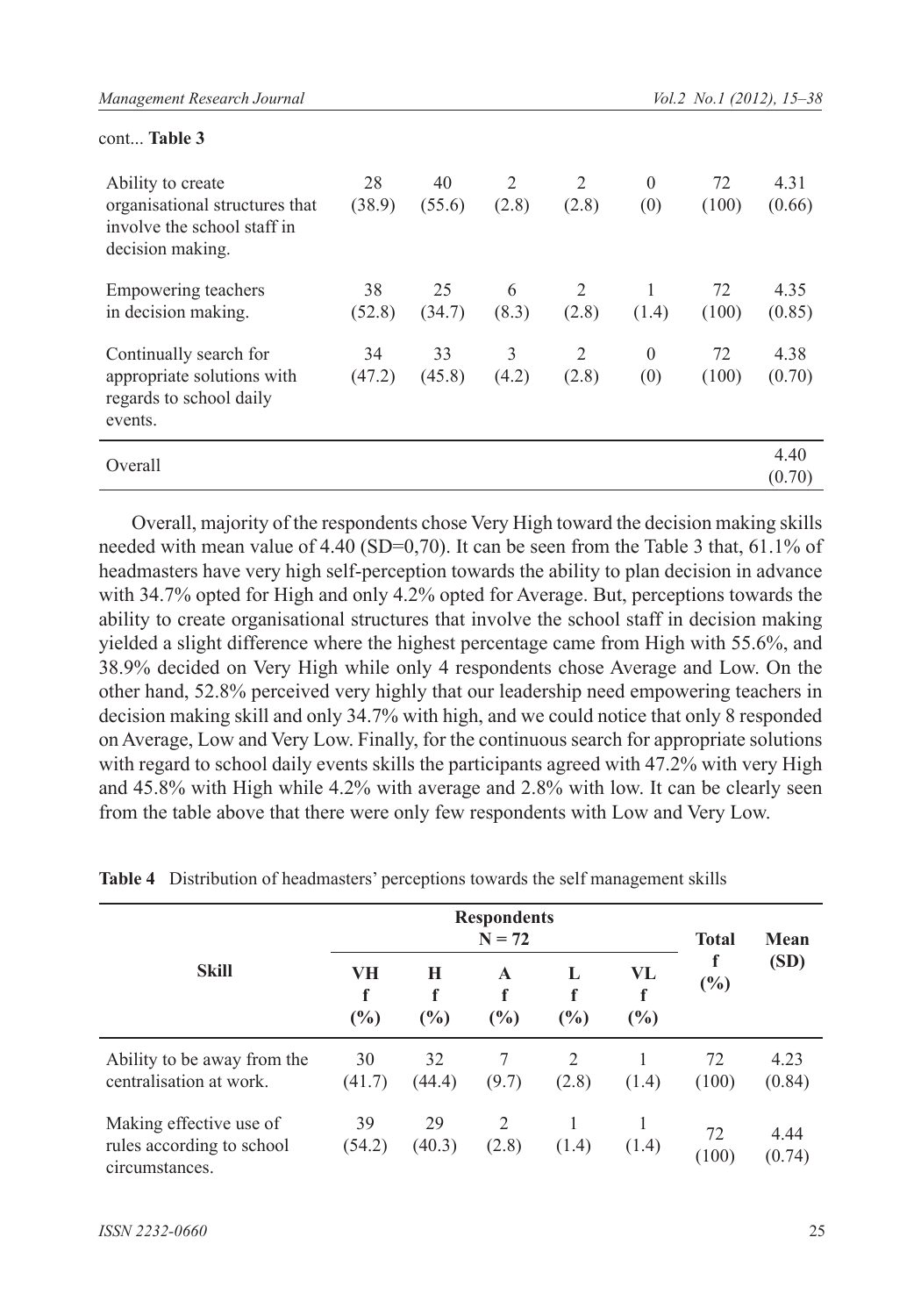cont... **Table 3**

| | | | | | | | |
|---|---|---|---|---|---|---|---|
| Ability to create organisational structures that involve the school staff in decision making. | 28 (38.9) | 40 (55.6) | 2 (2.8) | 2 (2.8) | 0 (0) | 72 (100) | 4.31 (0.66) |
| Empowering teachers in decision making. | 38 (52.8) | 25 (34.7) | 6 (8.3) | 2 (2.8) | 1 (1.4) | 72 (100) | 4.35 (0.85) |
| Continually search for appropriate solutions with regards to school daily events. | 34 (47.2) | 33 (45.8) | 3 (4.2) | 2 (2.8) | 0 (0) | 72 (100) | 4.38 (0.70) |
| Overall | | | | | | | 4.40 (0.70) |

Overall, majority of the respondents chose Very High toward the decision making skills needed with mean value of 4.40 (SD=0,70). It can be seen from the Table 3 that, 61.1% of headmasters have very high self-perception towards the ability to plan decision in advance with 34.7% opted for High and only 4.2% opted for Average. But, perceptions towards the ability to create organisational structures that involve the school staff in decision making yielded a slight difference where the highest percentage came from High with 55.6%, and 38.9% decided on Very High while only 4 respondents chose Average and Low. On the other hand, 52.8% perceived very highly that our leadership need empowering teachers in decision making skill and only 34.7% with high, and we could notice that only 8 responded on Average, Low and Very Low. Finally, for the continuous search for appropriate solutions with regard to school daily events skills the participants agreed with 47.2% with very High and 45.8% with High while 4.2% with average and 2.8% with low. It can be clearly seen from the table above that there were only few respondents with Low and Very Low.

**Table 4** Distribution of headmasters' perceptions towards the self management skills

| Skill | Respondents N = 72 | | | | | Total | Mean (SD) |
|---|---|---|---|---|---|---|---|
| | VH f (%) | H f (%) | A f (%) | L f (%) | VL f (%) | f (%) | |
| Ability to be away from the centralisation at work. | 30 (41.7) | 32 (44.4) | 7 (9.7) | 2 (2.8) | 1 (1.4) | 72 (100) | 4.23 (0.84) |
| Making effective use of rules according to school circumstances. | 39 (54.2) | 29 (40.3) | 2 (2.8) | 1 (1.4) | 1 (1.4) | 72 (100) | 4.44 (0.74) |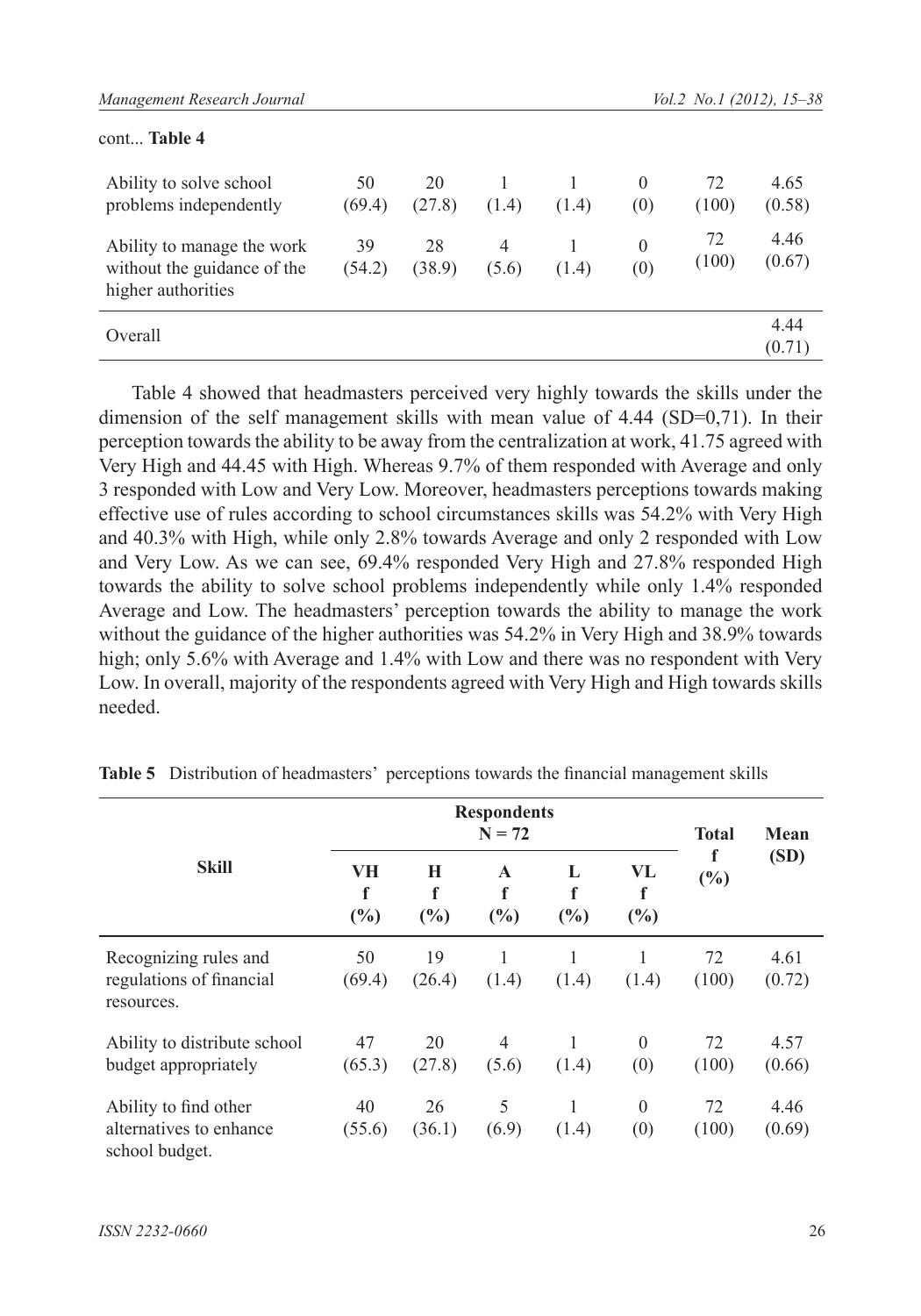cont... **Table 4**

| | | | | | | | |
|---|---|---|---|---|---|---|---|
| Ability to solve school problems independently | 50 (69.4) | 20 (27.8) | 1 (1.4) | 1 (1.4) | 0 (0) | 72 (100) | 4.65 (0.58) |
| Ability to manage the work without the guidance of the higher authorities | 39 (54.2) | 28 (38.9) | 4 (5.6) | 1 (1.4) | 0 (0) | 72 (100) | 4.46 (0.67) |
| Overall | | | | | | | 4.44 (0.71) |

Table 4 showed that headmasters perceived very highly towards the skills under the dimension of the self management skills with mean value of 4.44 (SD=0,71). In their perception towards the ability to be away from the centralization at work, 41.75 agreed with Very High and 44.45 with High. Whereas 9.7% of them responded with Average and only 3 responded with Low and Very Low. Moreover, headmasters perceptions towards making effective use of rules according to school circumstances skills was 54.2% with Very High and 40.3% with High, while only 2.8% towards Average and only 2 responded with Low and Very Low. As we can see, 69.4% responded Very High and 27.8% responded High towards the ability to solve school problems independently while only 1.4% responded Average and Low. The headmasters' perception towards the ability to manage the work without the guidance of the higher authorities was 54.2% in Very High and 38.9% towards high; only 5.6% with Average and 1.4% with Low and there was no respondent with Very Low. In overall, majority of the respondents agreed with Very High and High towards skills needed.

**Table 5** Distribution of headmasters' perceptions towards the financial management skills

| Skill | Respondents N = 72 | | | | | Total f (%) | Mean (SD) |
|---|---|---|---|---|---|---|---|
| | VH f (%) | H f (%) | A f (%) | L f (%) | VL f (%) | | |
| Recognizing rules and regulations of financial resources. | 50 (69.4) | 19 (26.4) | 1 (1.4) | 1 (1.4) | 1 (1.4) | 72 (100) | 4.61 (0.72) |
| Ability to distribute school budget appropriately | 47 (65.3) | 20 (27.8) | 4 (5.6) | 1 (1.4) | 0 (0) | 72 (100) | 4.57 (0.66) |
| Ability to find other alternatives to enhance school budget. | 40 (55.6) | 26 (36.1) | 5 (6.9) | 1 (1.4) | 0 (0) | 72 (100) | 4.46 (0.69) |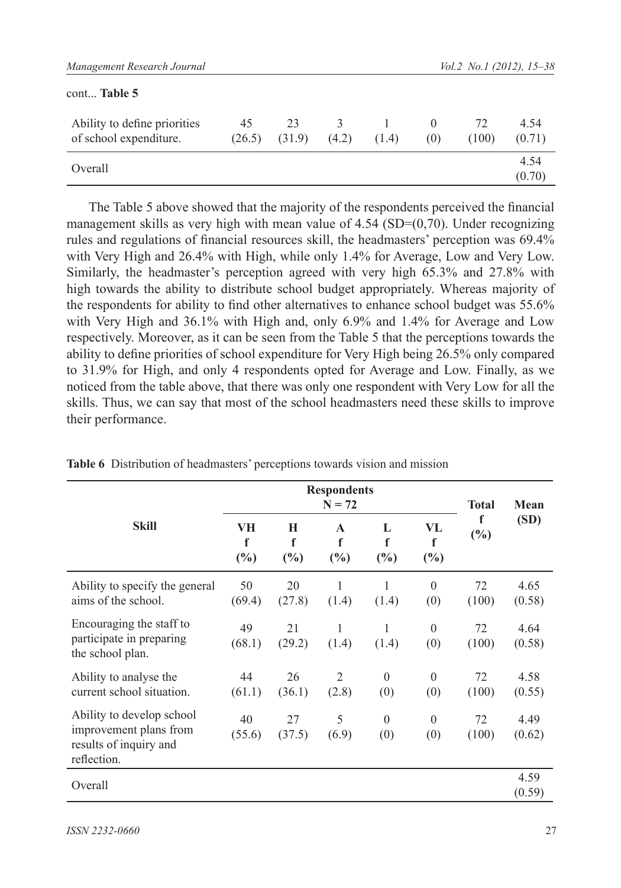cont... **Table 5**

| | | | | | | | |
|---|---|---|---|---|---|---|---|
| Ability to define priorities of school expenditure. | 45 (26.5) | 23 (31.9) | 3 (4.2) | 1 (1.4) | 0 (0) | 72 (100) | 4.54 (0.71) |
| Overall | | | | | | | 4.54 (0.70) |

The Table 5 above showed that the majority of the respondents perceived the financial management skills as very high with mean value of 4.54 (SD=(0,70). Under recognizing rules and regulations of financial resources skill, the headmasters' perception was 69.4% with Very High and 26.4% with High, while only 1.4% for Average, Low and Very Low. Similarly, the headmaster's perception agreed with very high 65.3% and 27.8% with high towards the ability to distribute school budget appropriately. Whereas majority of the respondents for ability to find other alternatives to enhance school budget was 55.6% with Very High and 36.1% with High and, only 6.9% and 1.4% for Average and Low respectively. Moreover, as it can be seen from the Table 5 that the perceptions towards the ability to define priorities of school expenditure for Very High being 26.5% only compared to 31.9% for High, and only 4 respondents opted for Average and Low. Finally, as we noticed from the table above, that there was only one respondent with Very Low for all the skills. Thus, we can say that most of the school headmasters need these skills to improve their performance.

**Table 6** Distribution of headmasters' perceptions towards vision and mission

| Skill | Respondents N = 72 | | | | | Total | Mean (SD) |
|---|---|---|---|---|---|---|---|
| | VH f (%) | H f (%) | A f (%) | L f (%) | VL f (%) | f (%) | |
| Ability to specify the general aims of the school. | 50 (69.4) | 20 (27.8) | 1 (1.4) | 1 (1.4) | 0 (0) | 72 (100) | 4.65 (0.58) |
| Encouraging the staff to participate in preparing the school plan. | 49 (68.1) | 21 (29.2) | 1 (1.4) | 1 (1.4) | 0 (0) | 72 (100) | 4.64 (0.58) |
| Ability to analyse the current school situation. | 44 (61.1) | 26 (36.1) | 2 (2.8) | 0 (0) | 0 (0) | 72 (100) | 4.58 (0.55) |
| Ability to develop school improvement plans from results of inquiry and reflection. | 40 (55.6) | 27 (37.5) | 5 (6.9) | 0 (0) | 0 (0) | 72 (100) | 4.49 (0.62) |
| Overall | | | | | | | 4.59 (0.59) |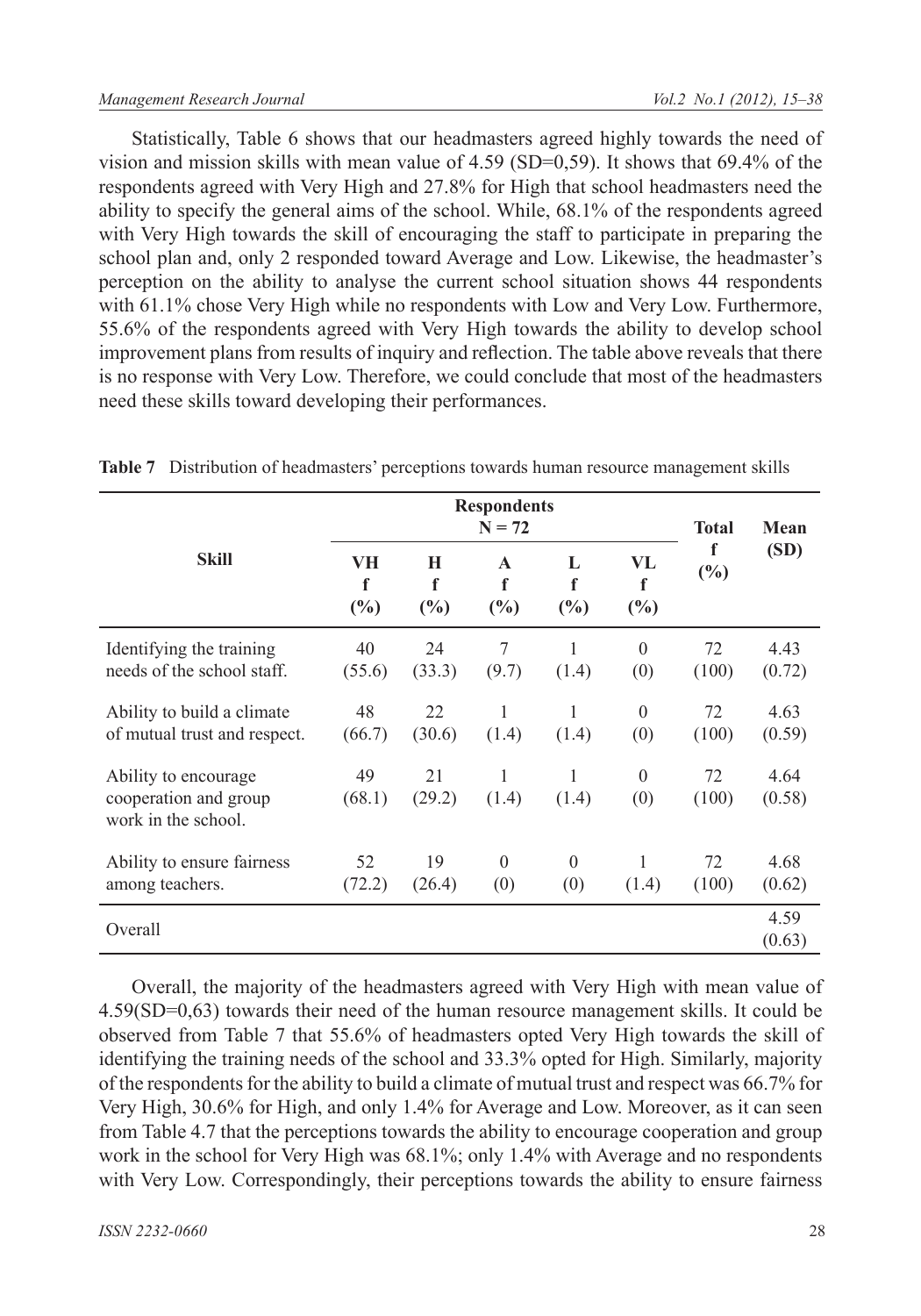Statistically, Table 6 shows that our headmasters agreed highly towards the need of vision and mission skills with mean value of 4.59 (SD=0,59). It shows that 69.4% of the respondents agreed with Very High and 27.8% for High that school headmasters need the ability to specify the general aims of the school. While, 68.1% of the respondents agreed with Very High towards the skill of encouraging the staff to participate in preparing the school plan and, only 2 responded toward Average and Low. Likewise, the headmaster's perception on the ability to analyse the current school situation shows 44 respondents with 61.1% chose Very High while no respondents with Low and Very Low. Furthermore, 55.6% of the respondents agreed with Very High towards the ability to develop school improvement plans from results of inquiry and reflection. The table above reveals that there is no response with Very Low. Therefore, we could conclude that most of the headmasters need these skills toward developing their performances.

**Table 7** Distribution of headmasters' perceptions towards human resource management skills

| Skill | Respondents N = 72 | | | | | Total | Mean (SD) |
|---|---|---|---|---|---|---|---|
| | VH f (%) | H f (%) | A f (%) | L f (%) | VL f (%) | f (%) | |
| Identifying the training needs of the school staff. | 40 (55.6) | 24 (33.3) | 7 (9.7) | 1 (1.4) | 0 (0) | 72 (100) | 4.43 (0.72) |
| Ability to build a climate of mutual trust and respect. | 48 (66.7) | 22 (30.6) | 1 (1.4) | 1 (1.4) | 0 (0) | 72 (100) | 4.63 (0.59) |
| Ability to encourage cooperation and group work in the school. | 49 (68.1) | 21 (29.2) | 1 (1.4) | 1 (1.4) | 0 (0) | 72 (100) | 4.64 (0.58) |
| Ability to ensure fairness among teachers. | 52 (72.2) | 19 (26.4) | 0 (0) | 0 (0) | 1 (1.4) | 72 (100) | 4.68 (0.62) |
| Overall | | | | | | | 4.59 (0.63) |

Overall, the majority of the headmasters agreed with Very High with mean value of 4.59(SD=0,63) towards their need of the human resource management skills. It could be observed from Table 7 that 55.6% of headmasters opted Very High towards the skill of identifying the training needs of the school and 33.3% opted for High. Similarly, majority of the respondents for the ability to build a climate of mutual trust and respect was 66.7% for Very High, 30.6% for High, and only 1.4% for Average and Low. Moreover, as it can seen from Table 4.7 that the perceptions towards the ability to encourage cooperation and group work in the school for Very High was 68.1%; only 1.4% with Average and no respondents with Very Low. Correspondingly, their perceptions towards the ability to ensure fairness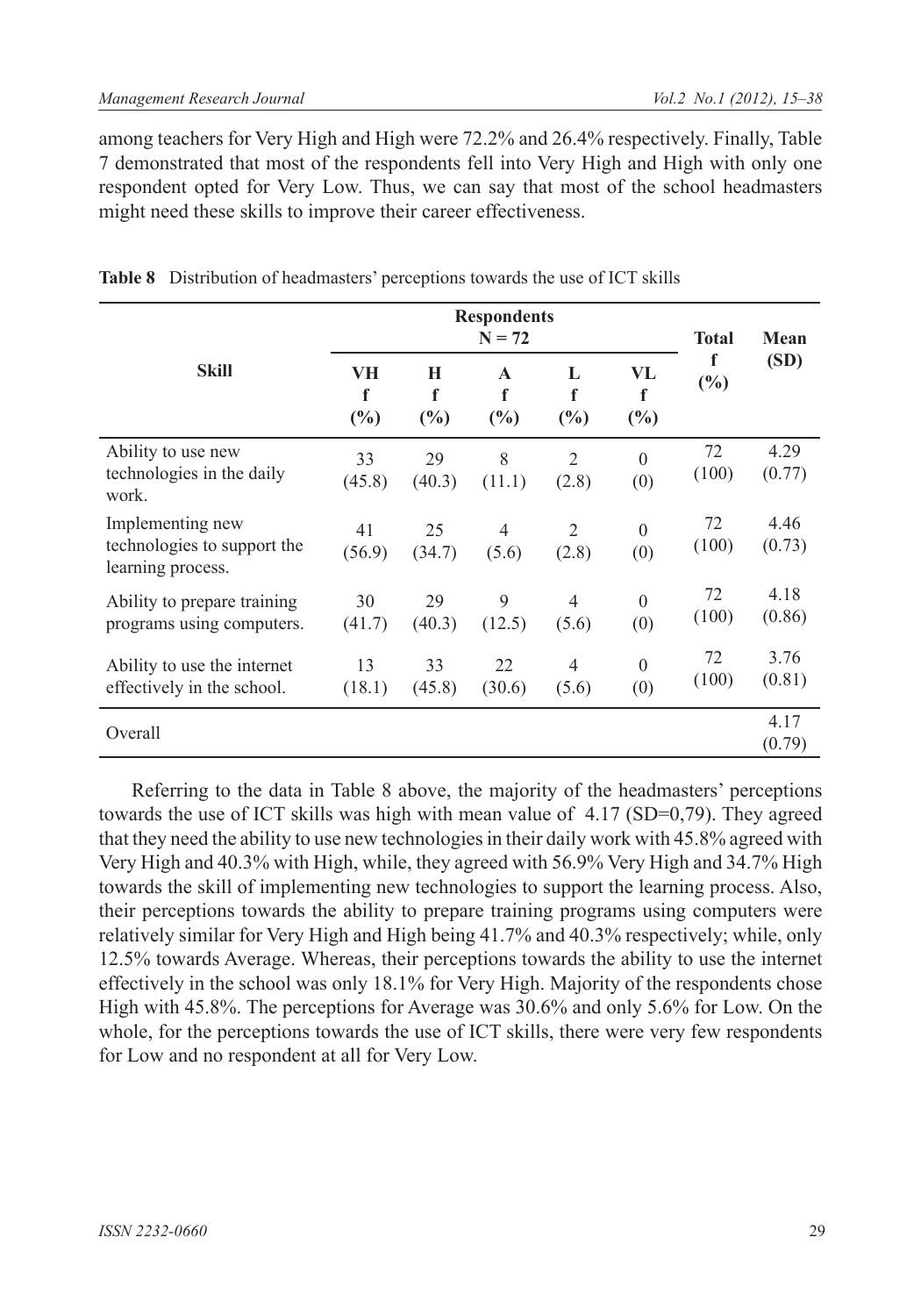among teachers for Very High and High were 72.2% and 26.4% respectively. Finally, Table 7 demonstrated that most of the respondents fell into Very High and High with only one respondent opted for Very Low. Thus, we can say that most of the school headmasters might need these skills to improve their career effectiveness.

**Table 8** Distribution of headmasters' perceptions towards the use of ICT skills

| Skill | Respondents N = 72 | | | | | Total f (%) | Mean (SD) |
|---|---|---|---|---|---|---|---|
| | VH f (%) | H f (%) | A f (%) | L f (%) | VL f (%) | | |
| Ability to use new technologies in the daily work. | 33 (45.8) | 29 (40.3) | 8 (11.1) | 2 (2.8) | 0 (0) | 72 (100) | 4.29 (0.77) |
| Implementing new technologies to support the learning process. | 41 (56.9) | 25 (34.7) | 4 (5.6) | 2 (2.8) | 0 (0) | 72 (100) | 4.46 (0.73) |
| Ability to prepare training programs using computers. | 30 (41.7) | 29 (40.3) | 9 (12.5) | 4 (5.6) | 0 (0) | 72 (100) | 4.18 (0.86) |
| Ability to use the internet effectively in the school. | 13 (18.1) | 33 (45.8) | 22 (30.6) | 4 (5.6) | 0 (0) | 72 (100) | 3.76 (0.81) |
| Overall | | | | | | | 4.17 (0.79) |

Referring to the data in Table 8 above, the majority of the headmasters' perceptions towards the use of ICT skills was high with mean value of 4.17 (SD=0,79). They agreed that they need the ability to use new technologies in their daily work with 45.8% agreed with Very High and 40.3% with High, while, they agreed with 56.9% Very High and 34.7% High towards the skill of implementing new technologies to support the learning process. Also, their perceptions towards the ability to prepare training programs using computers were relatively similar for Very High and High being 41.7% and 40.3% respectively; while, only 12.5% towards Average. Whereas, their perceptions towards the ability to use the internet effectively in the school was only 18.1% for Very High. Majority of the respondents chose High with 45.8%. The perceptions for Average was 30.6% and only 5.6% for Low. On the whole, for the perceptions towards the use of ICT skills, there were very few respondents for Low and no respondent at all for Very Low.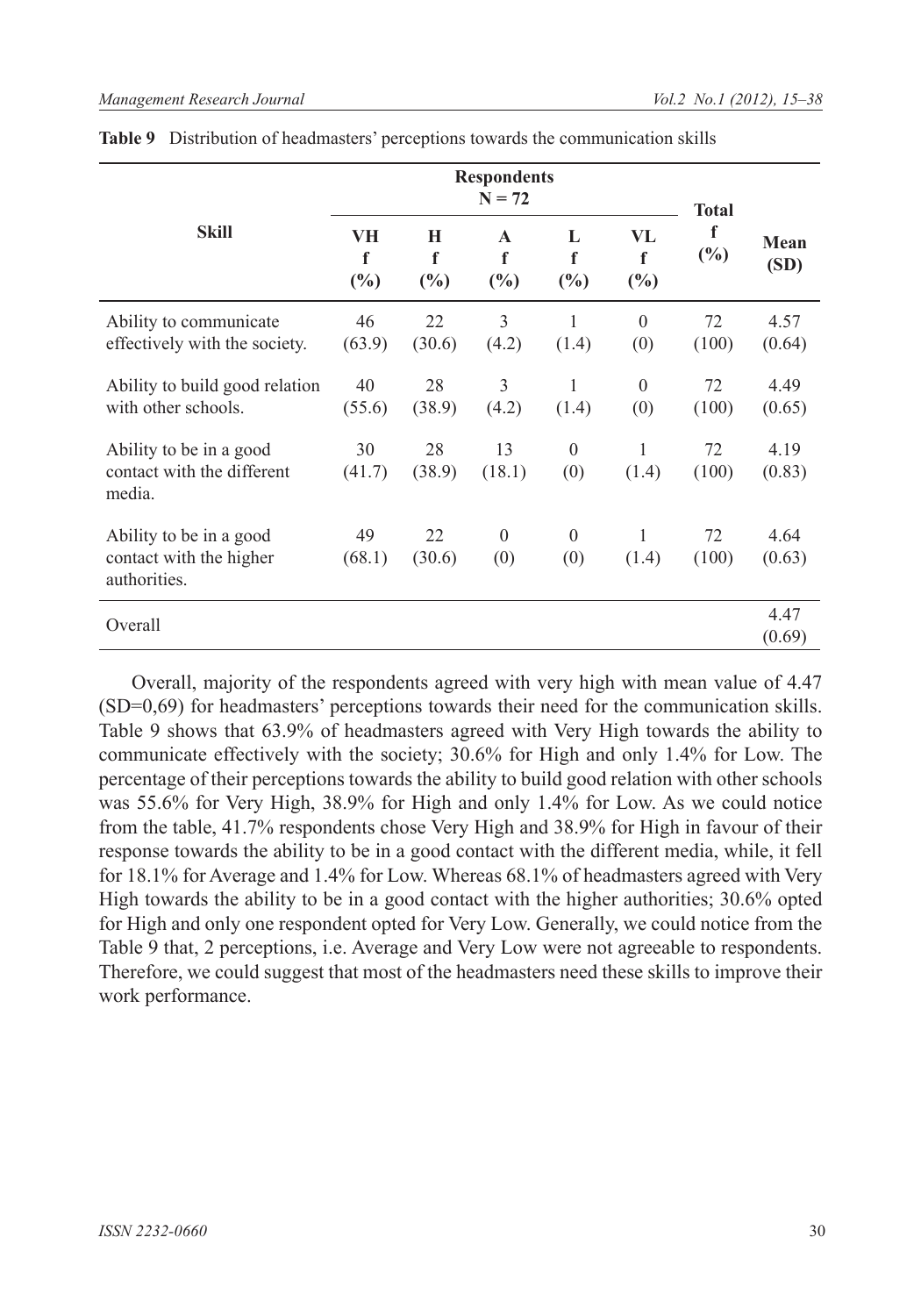**Table 9** Distribution of headmasters' perceptions towards the communication skills

| Skill | Respondents N = 72 | | | | | Total | Mean (SD) |
|---|---|---|---|---|---|---|---|
| | VH f (%) | H f (%) | A f (%) | L f (%) | VL f (%) | f (%) | |
| Ability to communicate effectively with the society. | 46 (63.9) | 22 (30.6) | 3 (4.2) | 1 (1.4) | 0 (0) | 72 (100) | 4.57 (0.64) |
| Ability to build good relation with other schools. | 40 (55.6) | 28 (38.9) | 3 (4.2) | 1 (1.4) | 0 (0) | 72 (100) | 4.49 (0.65) |
| Ability to be in a good contact with the different media. | 30 (41.7) | 28 (38.9) | 13 (18.1) | 0 (0) | 1 (1.4) | 72 (100) | 4.19 (0.83) |
| Ability to be in a good contact with the higher authorities. | 49 (68.1) | 22 (30.6) | 0 (0) | 0 (0) | 1 (1.4) | 72 (100) | 4.64 (0.63) |
| Overall | | | | | | | 4.47 (0.69) |

Overall, majority of the respondents agreed with very high with mean value of 4.47 (SD=0,69) for headmasters' perceptions towards their need for the communication skills. Table 9 shows that 63.9% of headmasters agreed with Very High towards the ability to communicate effectively with the society; 30.6% for High and only 1.4% for Low. The percentage of their perceptions towards the ability to build good relation with other schools was 55.6% for Very High, 38.9% for High and only 1.4% for Low. As we could notice from the table, 41.7% respondents chose Very High and 38.9% for High in favour of their response towards the ability to be in a good contact with the different media, while, it fell for 18.1% for Average and 1.4% for Low. Whereas 68.1% of headmasters agreed with Very High towards the ability to be in a good contact with the higher authorities; 30.6% opted for High and only one respondent opted for Very Low. Generally, we could notice from the Table 9 that, 2 perceptions, i.e. Average and Very Low were not agreeable to respondents. Therefore, we could suggest that most of the headmasters need these skills to improve their work performance.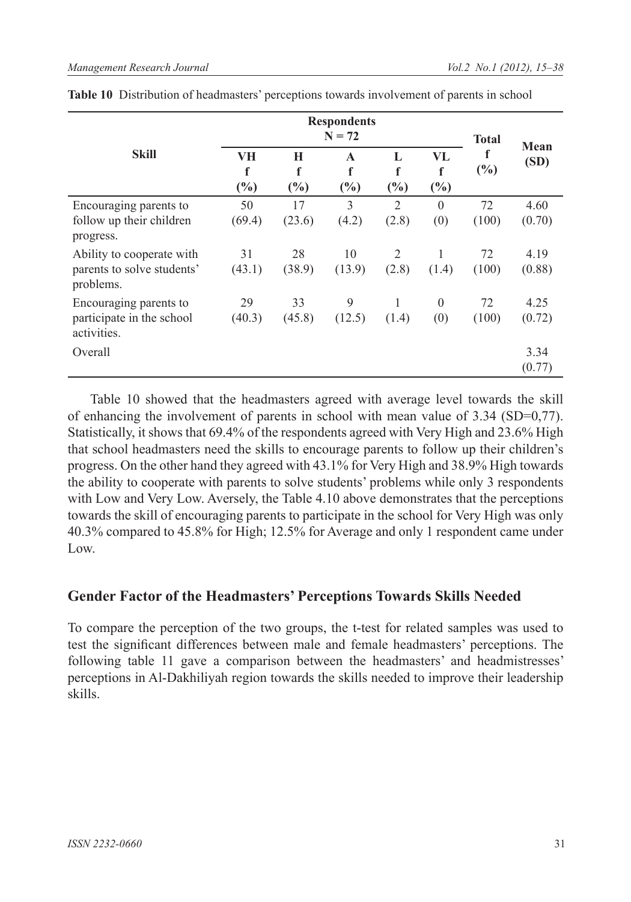**Table 10** Distribution of headmasters' perceptions towards involvement of parents in school

| Skill | Respondents N = 72 | | | | | Total | Mean (SD) |
|---|---|---|---|---|---|---|---|
| | VH f (%) | H f (%) | A f (%) | L f (%) | VL f (%) | f (%) | |
| Encouraging parents to follow up their children progress. | 50 (69.4) | 17 (23.6) | 3 (4.2) | 2 (2.8) | 0 (0) | 72 (100) | 4.60 (0.70) |
| Ability to cooperate with parents to solve students' problems. | 31 (43.1) | 28 (38.9) | 10 (13.9) | 2 (2.8) | 1 (1.4) | 72 (100) | 4.19 (0.88) |
| Encouraging parents to participate in the school activities. | 29 (40.3) | 33 (45.8) | 9 (12.5) | 1 (1.4) | 0 (0) | 72 (100) | 4.25 (0.72) |
| Overall | | | | | | | 3.34 (0.77) |

Table 10 showed that the headmasters agreed with average level towards the skill of enhancing the involvement of parents in school with mean value of 3.34 (SD=0,77). Statistically, it shows that 69.4% of the respondents agreed with Very High and 23.6% High that school headmasters need the skills to encourage parents to follow up their children's progress. On the other hand they agreed with 43.1% for Very High and 38.9% High towards the ability to cooperate with parents to solve students' problems while only 3 respondents with Low and Very Low. Aversely, the Table 4.10 above demonstrates that the perceptions towards the skill of encouraging parents to participate in the school for Very High was only 40.3% compared to 45.8% for High; 12.5% for Average and only 1 respondent came under Low.

## Gender Factor of the Headmasters' Perceptions Towards Skills Needed

To compare the perception of the two groups, the t-test for related samples was used to test the significant differences between male and female headmasters' perceptions. The following table 11 gave a comparison between the headmasters' and headmistresses' perceptions in Al-Dakhiliyah region towards the skills needed to improve their leadership skills.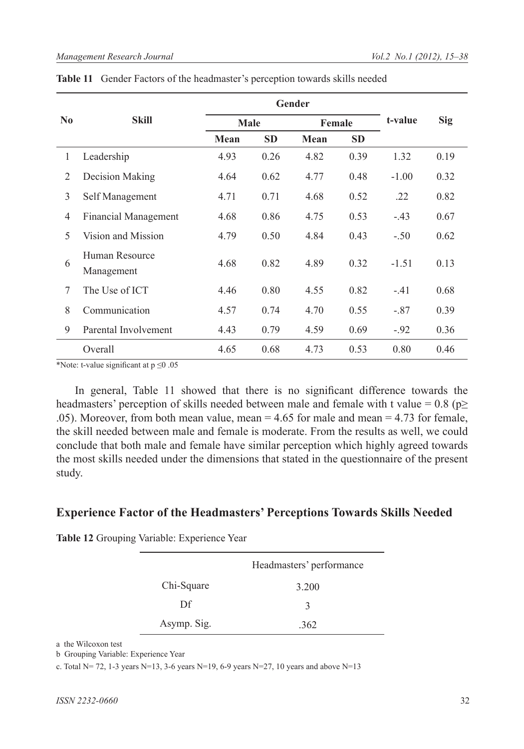**Table 11** Gender Factors of the headmaster's perception towards skills needed

| No | Skill | Gender | | | | t-value | Sig |
|---|---|---|---|---|---|---|---|
| | | Male | | Female | | | |
| | | Mean | SD | Mean | SD | | |
| 1 | Leadership | 4.93 | 0.26 | 4.82 | 0.39 | 1.32 | 0.19 |
| 2 | Decision Making | 4.64 | 0.62 | 4.77 | 0.48 | -1.00 | 0.32 |
| 3 | Self Management | 4.71 | 0.71 | 4.68 | 0.52 | .22 | 0.82 |
| 4 | Financial Management | 4.68 | 0.86 | 4.75 | 0.53 | -.43 | 0.67 |
| 5 | Vision and Mission | 4.79 | 0.50 | 4.84 | 0.43 | -.50 | 0.62 |
| 6 | Human Resource Management | 4.68 | 0.82 | 4.89 | 0.32 | -1.51 | 0.13 |
| 7 | The Use of ICT | 4.46 | 0.80 | 4.55 | 0.82 | -.41 | 0.68 |
| 8 | Communication | 4.57 | 0.74 | 4.70 | 0.55 | -.87 | 0.39 |
| 9 | Parental Involvement | 4.43 | 0.79 | 4.59 | 0.69 | -.92 | 0.36 |
| | Overall | 4.65 | 0.68 | 4.73 | 0.53 | 0.80 | 0.46 |

*Note: t-value significant at $p \leq 0.05$

In general, Table 11 showed that there is no significant difference towards the headmasters' perception of skills needed between male and female with t value = 0.8 ($p \geq .05$). Moreover, from both mean value, mean = 4.65 for male and mean = 4.73 for female, the skill needed between male and female is moderate. From the results as well, we could conclude that both male and female have similar perception which highly agreed towards the most skills needed under the dimensions that stated in the questionnaire of the present study.

## Experience Factor of the Headmasters' Perceptions Towards Skills Needed

**Table 12** Grouping Variable: Experience Year

| | Headmasters' performance |
|---|---|
| Chi-Square | 3.200 |
| Df | 3 |
| Asymp. Sig. | .362 |

a the Wilcoxon test

b Grouping Variable: Experience Year

c. Total N= 72, 1-3 years N=13, 3-6 years N=19, 6-9 years N=27, 10 years and above N=13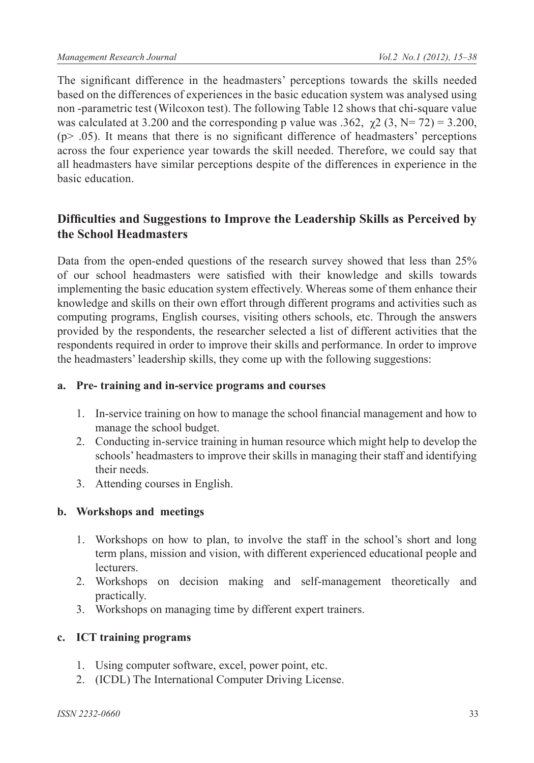The significant difference in the headmasters' perceptions towards the skills needed based on the differences of experiences in the basic education system was analysed using non -parametric test (Wilcoxon test). The following Table 12 shows that chi-square value was calculated at 3.200 and the corresponding p value was .362, $\chi2$ (3, N= 72) = 3.200, (p> .05). It means that there is no significant difference of headmasters' perceptions across the four experience year towards the skill needed. Therefore, we could say that all headmasters have similar perceptions despite of the differences in experience in the basic education.

## Difficulties and Suggestions to Improve the Leadership Skills as Perceived by the School Headmasters

Data from the open-ended questions of the research survey showed that less than 25% of our school headmasters were satisfied with their knowledge and skills towards implementing the basic education system effectively. Whereas some of them enhance their knowledge and skills on their own effort through different programs and activities such as computing programs, English courses, visiting others schools, etc. Through the answers provided by the respondents, the researcher selected a list of different activities that the respondents required in order to improve their skills and performance. In order to improve the headmasters' leadership skills, they come up with the following suggestions:

**a. Pre- training and in-service programs and courses**

1. In-service training on how to manage the school financial management and how to manage the school budget.
2. Conducting in-service training in human resource which might help to develop the schools' headmasters to improve their skills in managing their staff and identifying their needs.
3. Attending courses in English.

**b. Workshops and meetings**

1. Workshops on how to plan, to involve the staff in the school's short and long term plans, mission and vision, with different experienced educational people and lecturers.
2. Workshops on decision making and self-management theoretically and practically.
3. Workshops on managing time by different expert trainers.

**c. ICT training programs**

1. Using computer software, excel, power point, etc.
2. (ICDL) The International Computer Driving License.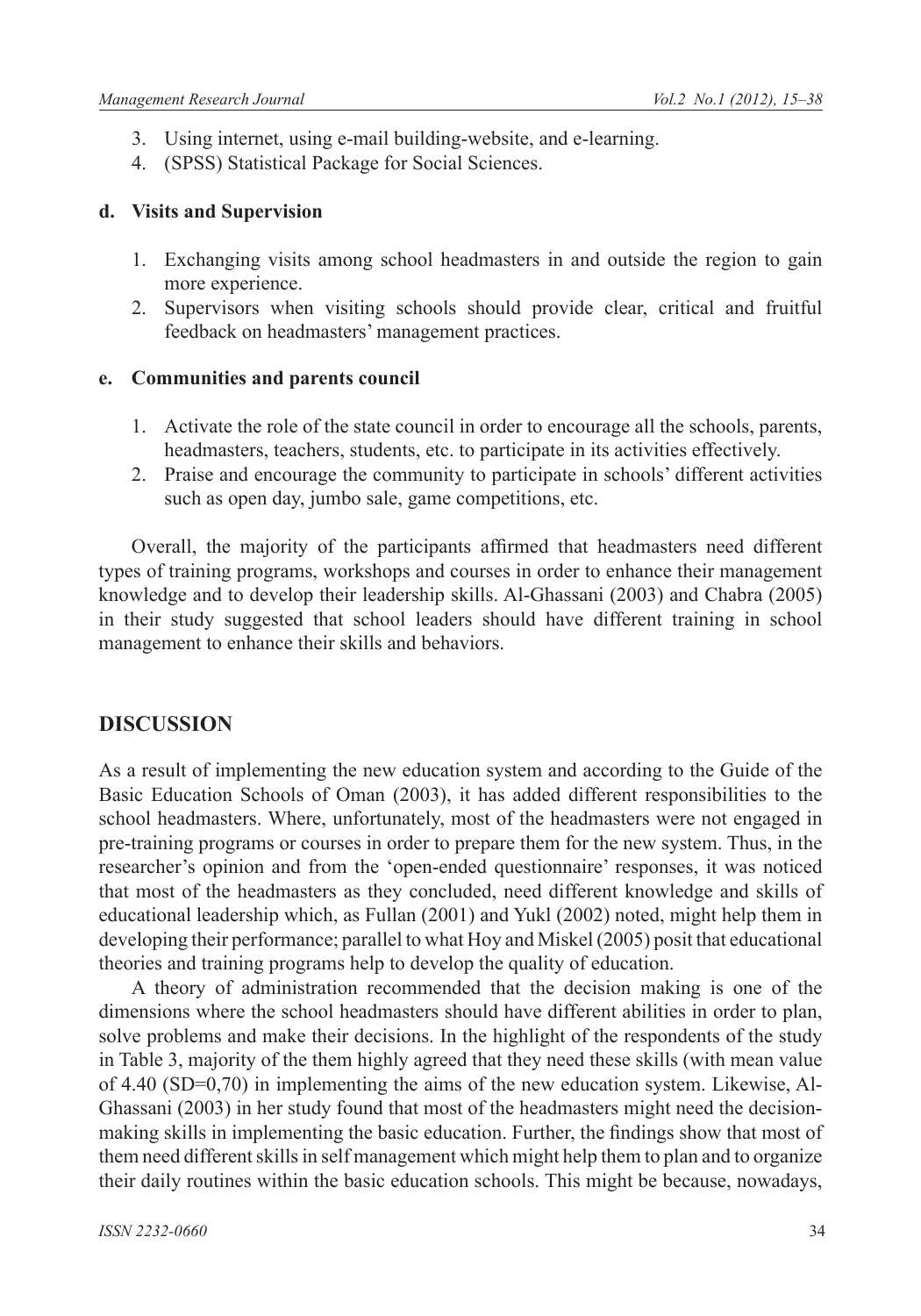3. Using internet, using e-mail building-website, and e-learning.
4. (SPSS) Statistical Package for Social Sciences.

**d. Visits and Supervision**

1. Exchanging visits among school headmasters in and outside the region to gain more experience.
2. Supervisors when visiting schools should provide clear, critical and fruitful feedback on headmasters' management practices.

**e. Communities and parents council**

1. Activate the role of the state council in order to encourage all the schools, parents, headmasters, teachers, students, etc. to participate in its activities effectively.
2. Praise and encourage the community to participate in schools' different activities such as open day, jumbo sale, game competitions, etc.

Overall, the majority of the participants affirmed that headmasters need different types of training programs, workshops and courses in order to enhance their management knowledge and to develop their leadership skills. Al-Ghassani (2003) and Chabra (2005) in their study suggested that school leaders should have different training in school management to enhance their skills and behaviors.

## DISCUSSION

As a result of implementing the new education system and according to the Guide of the Basic Education Schools of Oman (2003), it has added different responsibilities to the school headmasters. Where, unfortunately, most of the headmasters were not engaged in pre-training programs or courses in order to prepare them for the new system. Thus, in the researcher's opinion and from the 'open-ended questionnaire' responses, it was noticed that most of the headmasters as they concluded, need different knowledge and skills of educational leadership which, as Fullan (2001) and Yukl (2002) noted, might help them in developing their performance; parallel to what Hoy and Miskel (2005) posit that educational theories and training programs help to develop the quality of education.

A theory of administration recommended that the decision making is one of the dimensions where the school headmasters should have different abilities in order to plan, solve problems and make their decisions. In the highlight of the respondents of the study in Table 3, majority of the them highly agreed that they need these skills (with mean value of 4.40 (SD=0,70) in implementing the aims of the new education system. Likewise, Al-Ghassani (2003) in her study found that most of the headmasters might need the decision-making skills in implementing the basic education. Further, the findings show that most of them need different skills in self management which might help them to plan and to organize their daily routines within the basic education schools. This might be because, nowadays,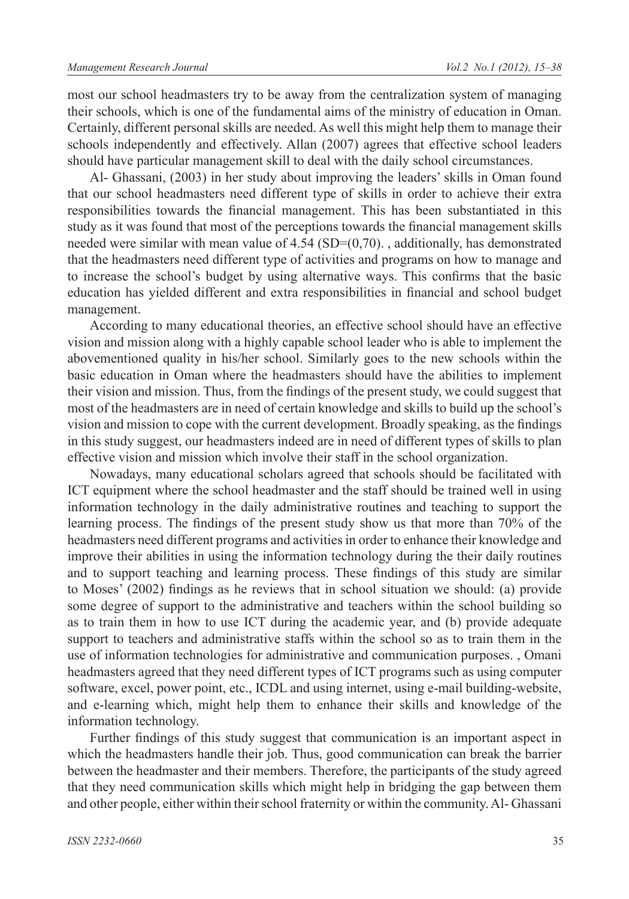most our school headmasters try to be away from the centralization system of managing their schools, which is one of the fundamental aims of the ministry of education in Oman. Certainly, different personal skills are needed. As well this might help them to manage their schools independently and effectively. Allan (2007) agrees that effective school leaders should have particular management skill to deal with the daily school circumstances.

Al- Ghassani, (2003) in her study about improving the leaders' skills in Oman found that our school headmasters need different type of skills in order to achieve their extra responsibilities towards the financial management. This has been substantiated in this study as it was found that most of the perceptions towards the financial management skills needed were similar with mean value of 4.54 (SD=(0,70). , additionally, has demonstrated that the headmasters need different type of activities and programs on how to manage and to increase the school's budget by using alternative ways. This confirms that the basic education has yielded different and extra responsibilities in financial and school budget management.

According to many educational theories, an effective school should have an effective vision and mission along with a highly capable school leader who is able to implement the abovementioned quality in his/her school. Similarly goes to the new schools within the basic education in Oman where the headmasters should have the abilities to implement their vision and mission. Thus, from the findings of the present study, we could suggest that most of the headmasters are in need of certain knowledge and skills to build up the school's vision and mission to cope with the current development. Broadly speaking, as the findings in this study suggest, our headmasters indeed are in need of different types of skills to plan effective vision and mission which involve their staff in the school organization.

Nowadays, many educational scholars agreed that schools should be facilitated with ICT equipment where the school headmaster and the staff should be trained well in using information technology in the daily administrative routines and teaching to support the learning process. The findings of the present study show us that more than 70% of the headmasters need different programs and activities in order to enhance their knowledge and improve their abilities in using the information technology during the their daily routines and to support teaching and learning process. These findings of this study are similar to Moses' (2002) findings as he reviews that in school situation we should: (a) provide some degree of support to the administrative and teachers within the school building so as to train them in how to use ICT during the academic year, and (b) provide adequate support to teachers and administrative staffs within the school so as to train them in the use of information technologies for administrative and communication purposes. , Omani headmasters agreed that they need different types of ICT programs such as using computer software, excel, power point, etc., ICDL and using internet, using e-mail building-website, and e-learning which, might help them to enhance their skills and knowledge of the information technology.

Further findings of this study suggest that communication is an important aspect in which the headmasters handle their job. Thus, good communication can break the barrier between the headmaster and their members. Therefore, the participants of the study agreed that they need communication skills which might help in bridging the gap between them and other people, either within their school fraternity or within the community. Al- Ghassani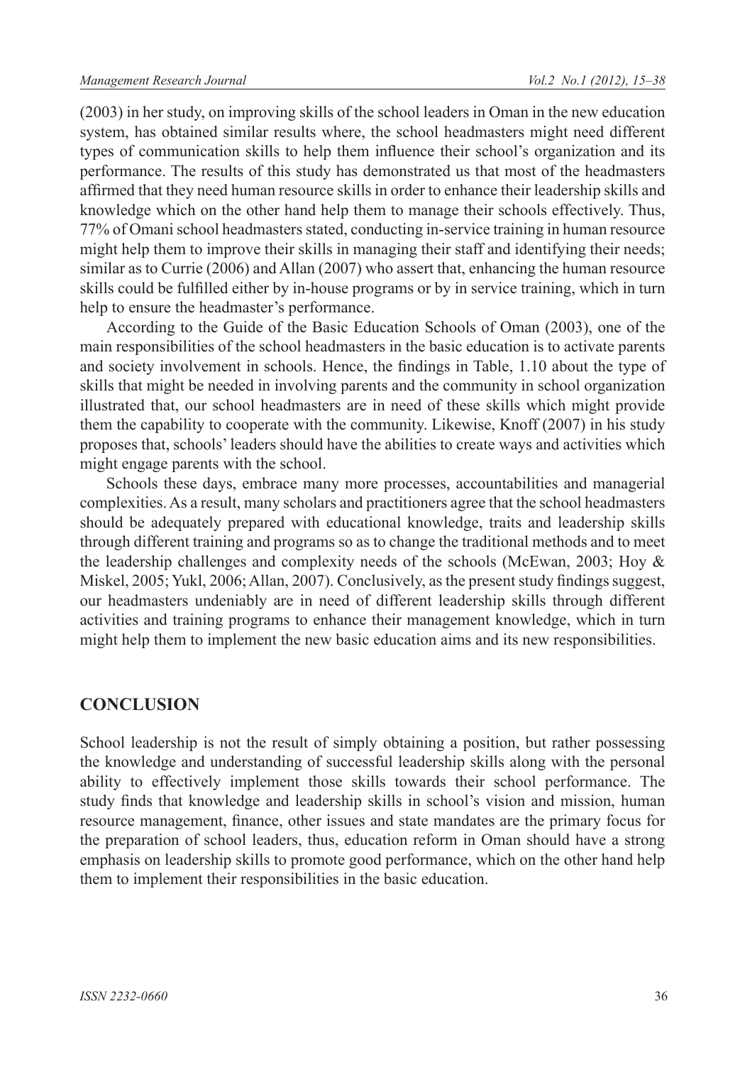(2003) in her study, on improving skills of the school leaders in Oman in the new education system, has obtained similar results where, the school headmasters might need different types of communication skills to help them influence their school's organization and its performance. The results of this study has demonstrated us that most of the headmasters affirmed that they need human resource skills in order to enhance their leadership skills and knowledge which on the other hand help them to manage their schools effectively. Thus, 77% of Omani school headmasters stated, conducting in-service training in human resource might help them to improve their skills in managing their staff and identifying their needs; similar as to Currie (2006) and Allan (2007) who assert that, enhancing the human resource skills could be fulfilled either by in-house programs or by in service training, which in turn help to ensure the headmaster's performance.

According to the Guide of the Basic Education Schools of Oman (2003), one of the main responsibilities of the school headmasters in the basic education is to activate parents and society involvement in schools. Hence, the findings in Table, 1.10 about the type of skills that might be needed in involving parents and the community in school organization illustrated that, our school headmasters are in need of these skills which might provide them the capability to cooperate with the community. Likewise, Knoff (2007) in his study proposes that, schools' leaders should have the abilities to create ways and activities which might engage parents with the school.

Schools these days, embrace many more processes, accountabilities and managerial complexities. As a result, many scholars and practitioners agree that the school headmasters should be adequately prepared with educational knowledge, traits and leadership skills through different training and programs so as to change the traditional methods and to meet the leadership challenges and complexity needs of the schools (McEwan, 2003; Hoy & Miskel, 2005; Yukl, 2006; Allan, 2007). Conclusively, as the present study findings suggest, our headmasters undeniably are in need of different leadership skills through different activities and training programs to enhance their management knowledge, which in turn might help them to implement the new basic education aims and its new responsibilities.

## CONCLUSION

School leadership is not the result of simply obtaining a position, but rather possessing the knowledge and understanding of successful leadership skills along with the personal ability to effectively implement those skills towards their school performance. The study finds that knowledge and leadership skills in school's vision and mission, human resource management, finance, other issues and state mandates are the primary focus for the preparation of school leaders, thus, education reform in Oman should have a strong emphasis on leadership skills to promote good performance, which on the other hand help them to implement their responsibilities in the basic education.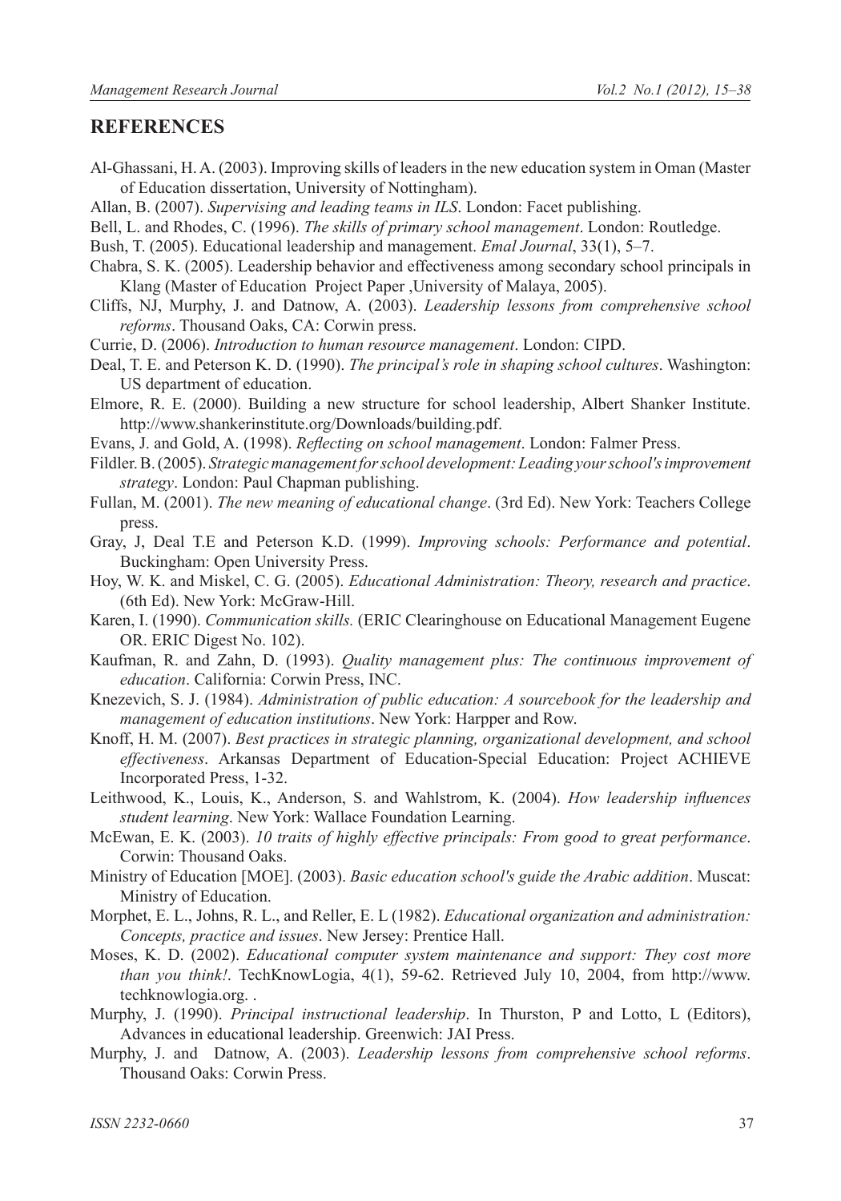## REFERENCES

Al-Ghassani, H. A. (2003). Improving skills of leaders in the new education system in Oman (Master of Education dissertation, University of Nottingham).

Allan, B. (2007). *Supervising and leading teams in ILS*. London: Facet publishing.

Bell, L. and Rhodes, C. (1996). *The skills of primary school management*. London: Routledge.

Bush, T. (2005). Educational leadership and management. *Emal Journal*, 33(1), 5–7.

Chabra, S. K. (2005). Leadership behavior and effectiveness among secondary school principals in Klang (Master of Education Project Paper ,University of Malaya, 2005).

Cliffs, NJ, Murphy, J. and Datnow, A. (2003). *Leadership lessons from comprehensive school reforms*. Thousand Oaks, CA: Corwin press.

Currie, D. (2006). *Introduction to human resource management*. London: CIPD.

Deal, T. E. and Peterson K. D. (1990). *The principal's role in shaping school cultures*. Washington: US department of education.

Elmore, R. E. (2000). Building a new structure for school leadership, Albert Shanker Institute. http://www.shankerinstitute.org/Downloads/building.pdf.

Evans, J. and Gold, A. (1998). *Reflecting on school management*. London: Falmer Press.

Fildler. B. (2005). *Strategic management for school development: Leading your school's improvement strategy*. London: Paul Chapman publishing.

Fullan, M. (2001). *The new meaning of educational change*. (3rd Ed). New York: Teachers College press.

Gray, J, Deal T.E and Peterson K.D. (1999). *Improving schools: Performance and potential*. Buckingham: Open University Press.

Hoy, W. K. and Miskel, C. G. (2005). *Educational Administration: Theory, research and practice*. (6th Ed). New York: McGraw-Hill.

Karen, I. (1990). *Communication skills.* (ERIC Clearinghouse on Educational Management Eugene OR. ERIC Digest No. 102).

Kaufman, R. and Zahn, D. (1993). *Quality management plus: The continuous improvement of education*. California: Corwin Press, INC.

Knezevich, S. J. (1984). *Administration of public education: A sourcebook for the leadership and management of education institutions*. New York: Harpper and Row.

Knoff, H. M. (2007). *Best practices in strategic planning, organizational development, and school effectiveness*. Arkansas Department of Education-Special Education: Project ACHIEVE Incorporated Press, 1-32.

Leithwood, K., Louis, K., Anderson, S. and Wahlstrom, K. (2004). *How leadership influences student learning*. New York: Wallace Foundation Learning.

McEwan, E. K. (2003). *10 traits of highly effective principals: From good to great performance*. Corwin: Thousand Oaks.

Ministry of Education [MOE]. (2003). *Basic education school's guide the Arabic addition*. Muscat: Ministry of Education.

Morphet, E. L., Johns, R. L., and Reller, E. L (1982). *Educational organization and administration: Concepts, practice and issues*. New Jersey: Prentice Hall.

Moses, K. D. (2002). *Educational computer system maintenance and support: They cost more than you think!*. TechKnowLogia, 4(1), 59-62. Retrieved July 10, 2004, from http://www.techknowlogia.org. .

Murphy, J. (1990). *Principal instructional leadership*. In Thurston, P and Lotto, L (Editors), Advances in educational leadership. Greenwich: JAI Press.

Murphy, J. and Datnow, A. (2003). *Leadership lessons from comprehensive school reforms*. Thousand Oaks: Corwin Press.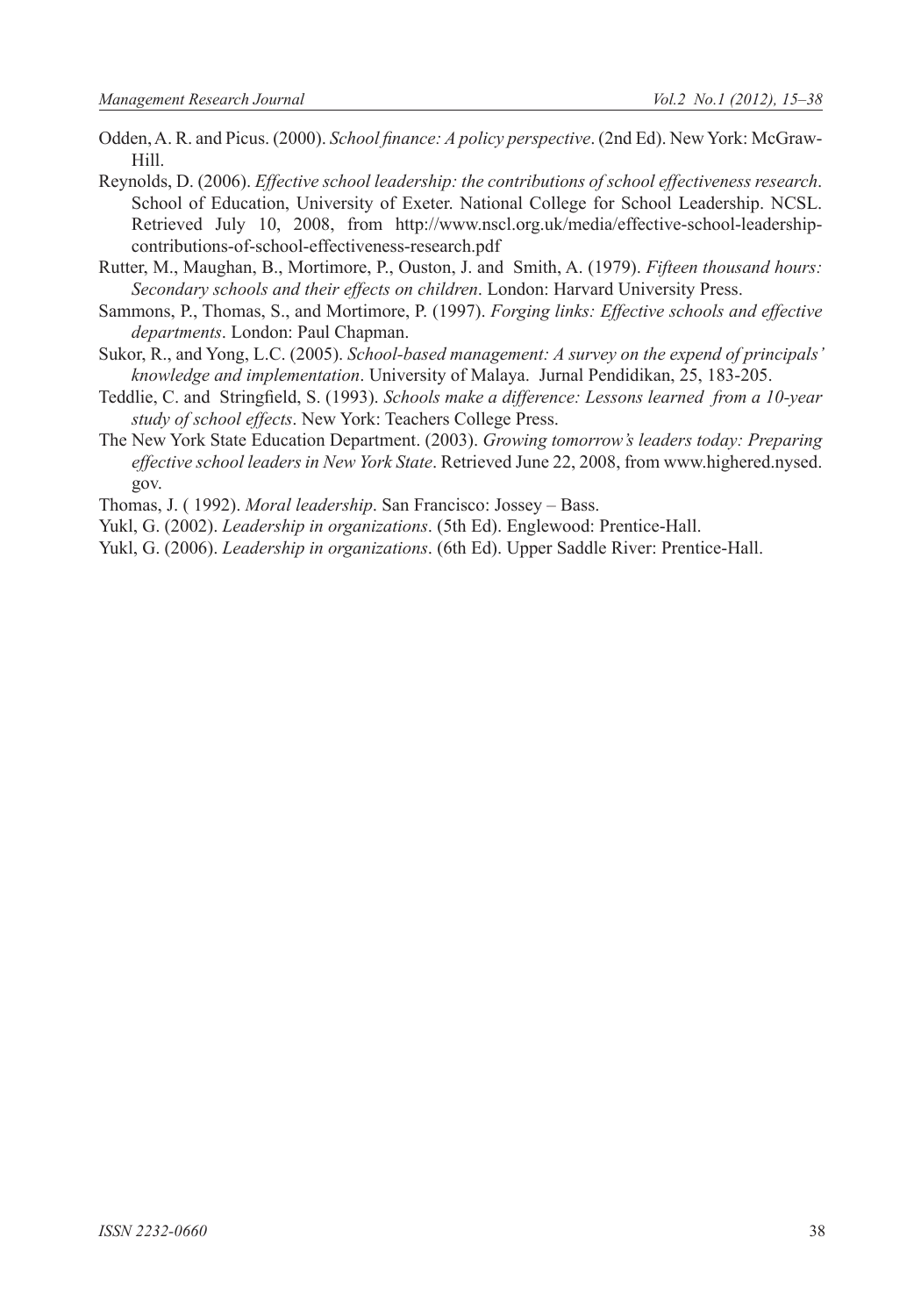Odden, A. R. and Picus. (2000). *School finance: A policy perspective*. (2nd Ed). New York: McGraw-Hill.

Reynolds, D. (2006). *Effective school leadership: the contributions of school effectiveness research*. School of Education, University of Exeter. National College for School Leadership. NCSL. Retrieved July 10, 2008, from http://www.nscl.org.uk/media/effective-school-leadership-contributions-of-school-effectiveness-research.pdf

Rutter, M., Maughan, B., Mortimore, P., Ouston, J. and Smith, A. (1979). *Fifteen thousand hours: Secondary schools and their effects on children*. London: Harvard University Press.

Sammons, P., Thomas, S., and Mortimore, P. (1997). *Forging links: Effective schools and effective departments*. London: Paul Chapman.

Sukor, R., and Yong, L.C. (2005). *School-based management: A survey on the expend of principals' knowledge and implementation*. University of Malaya. Jurnal Pendidikan, 25, 183-205.

Teddlie, C. and Stringfield, S. (1993). *Schools make a difference: Lessons learned from a 10-year study of school effects*. New York: Teachers College Press.

The New York State Education Department. (2003). *Growing tomorrow's leaders today: Preparing effective school leaders in New York State*. Retrieved June 22, 2008, from www.highered.nysed.gov.

Thomas, J. ( 1992). *Moral leadership*. San Francisco: Jossey – Bass.

Yukl, G. (2002). *Leadership in organizations*. (5th Ed). Englewood: Prentice-Hall.

Yukl, G. (2006). *Leadership in organizations*. (6th Ed). Upper Saddle River: Prentice-Hall.